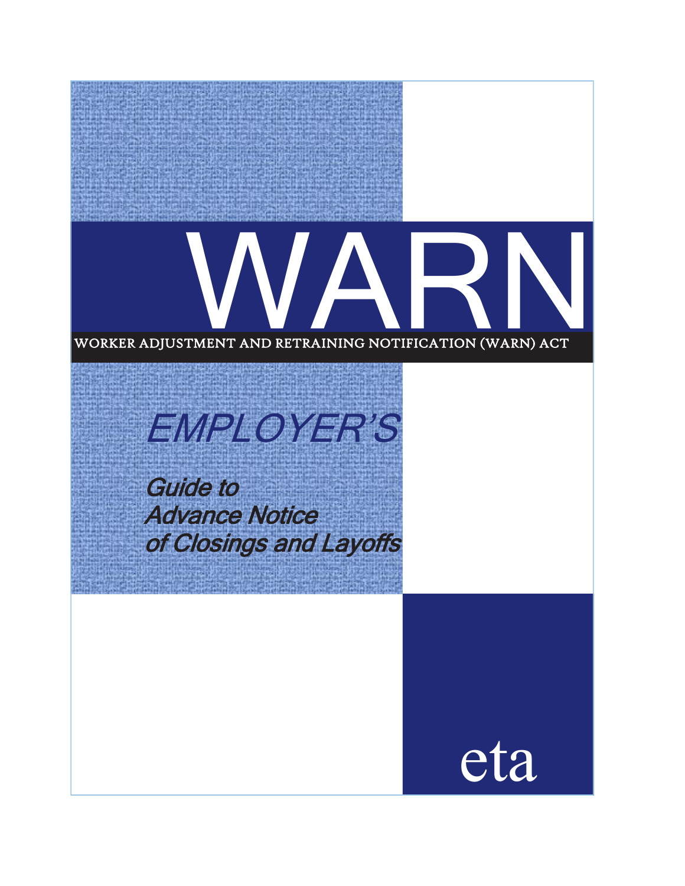# WARN

WORKER ADJUSTMENT AND RETRAINING NOTIFICATION (WARN) ACT

## *EMPLOYER'S*

### *Guide to Advance Notice of Closings and Layoffs*

eta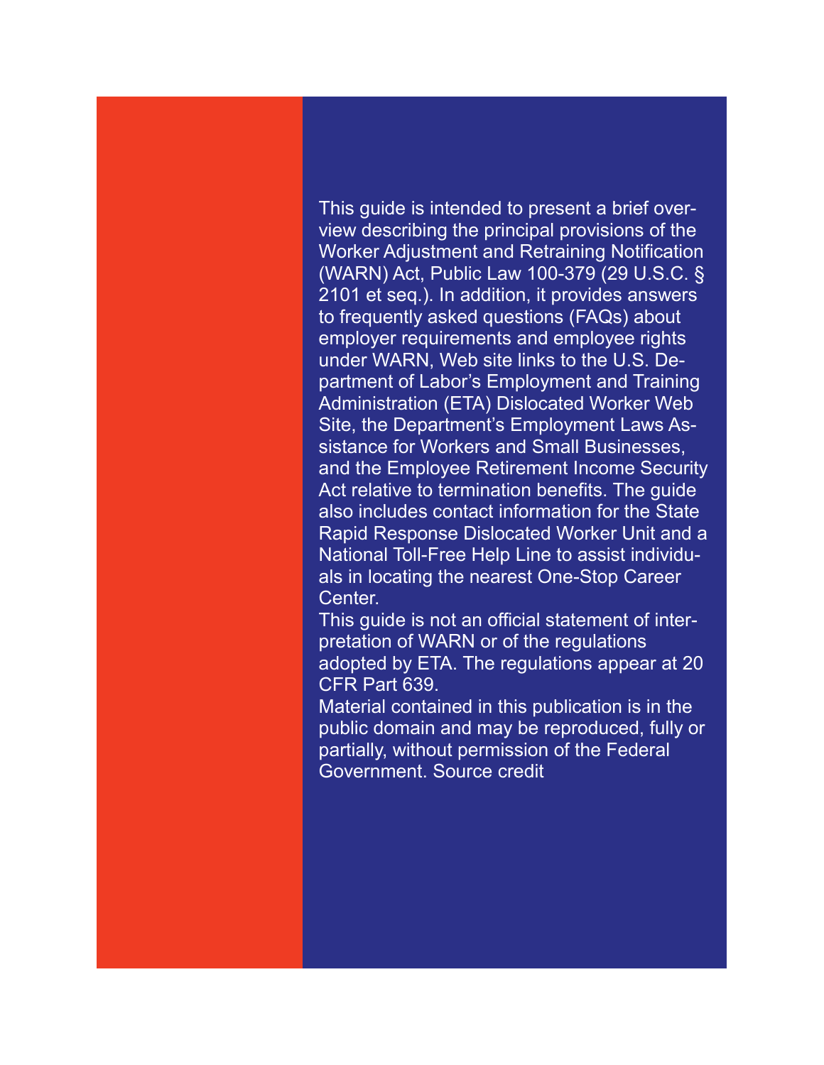This guide is intended to present a brief overview describing the principal provisions of the Worker Adjustment and Retraining Notification (WARN) Act, Public Law 100-379 (29 U.S.C. § 2101 et seq.). In addition, it provides answers to frequently asked questions (FAQs) about employer requirements and employee rights under WARN, Web site links to the U.S. Department of Labor's Employment and Training Administration (ETA) Dislocated Worker Web Site, the Department's Employment Laws Assistance for Workers and Small Businesses, and the Employee Retirement Income Security Act relative to termination benefits. The guide also includes contact information for the State Rapid Response Dislocated Worker Unit and a National Toll-Free Help Line to assist individuals in locating the nearest One-Stop Career Center.

This guide is not an official statement of interpretation of WARN or of the regulations adopted by ETA. The regulations appear at 20 CFR Part 639.

Material contained in this publication is in the public domain and may be reproduced, fully or partially, without permission of the Federal Government. Source credit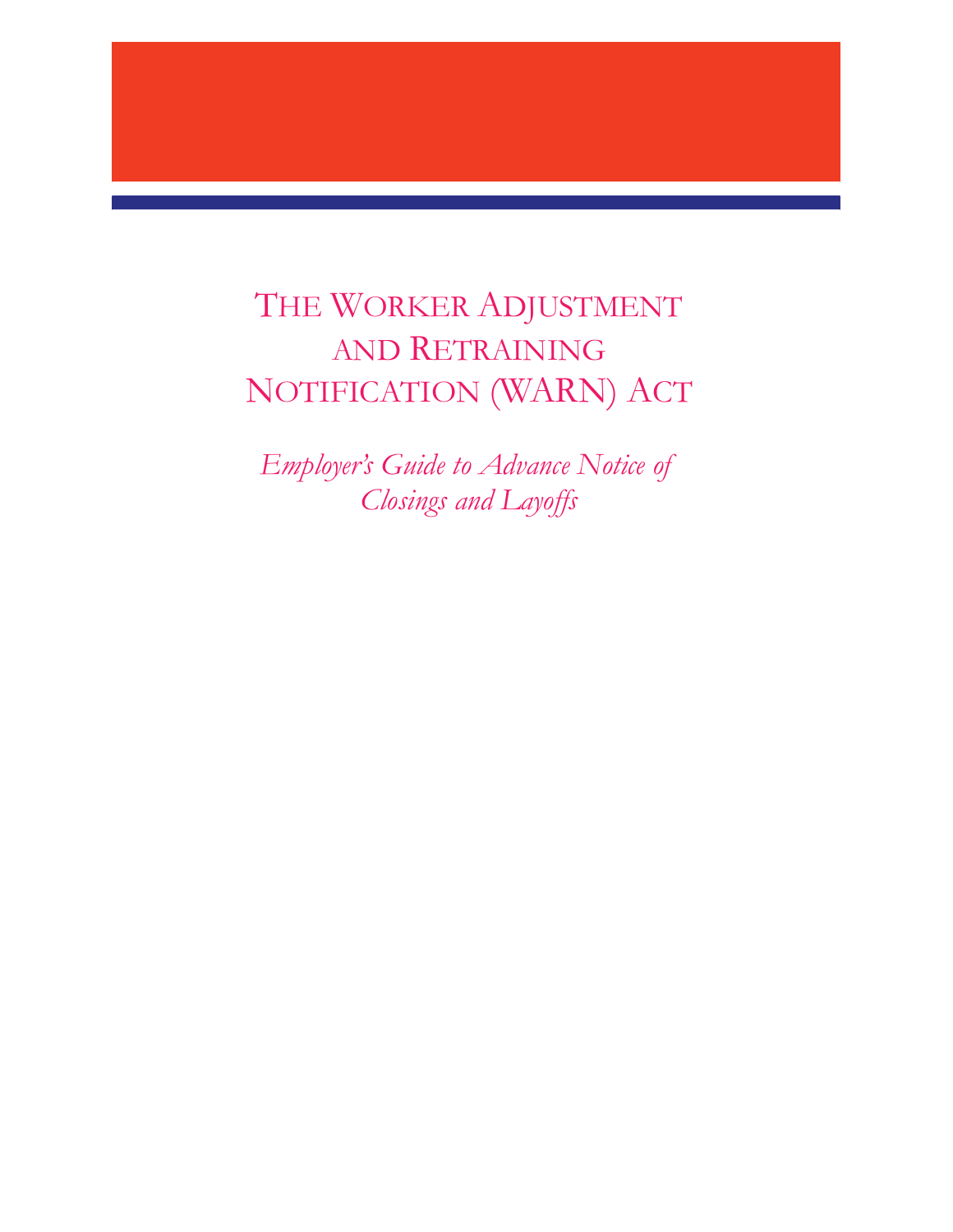# The Worker Adjustment and Retraining Notification (WARN) Act

*Employer's Guide to Advance Notice of Closings and Layoffs*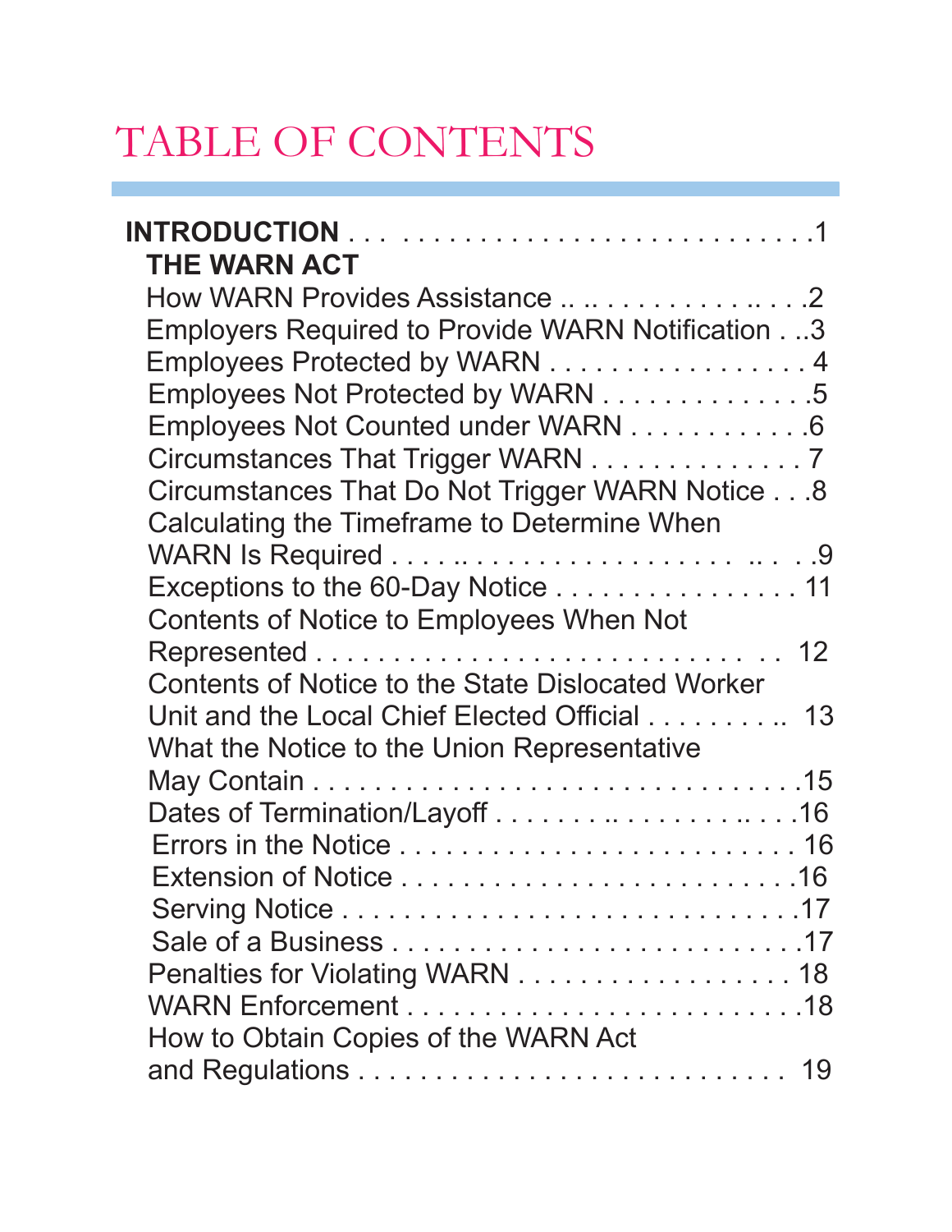# TABLE OF CONTENTS

**INTRODUCTION** . . . . . . . . . . . . . . . . . . . . . . . . . . . . . . .1

**THE WARN ACT**

How WARN Provides Assistance .. .. . . . . . . . . . . .. . . .2

Employers Required to Provide WARN Notification . . .3

Employees Protected by WARN . . . . . . . . . . . . . . . . . 4

Employees Not Protected by WARN . . . . . . . . . . . . . .5

Employees Not Counted under WARN . . . . . . . . . . . .6

Circumstances That Trigger WARN . . . . . . . . . . . . . . 7

Circumstances That Do Not Trigger WARN Notice . . .8

Calculating the Timeframe to Determine When WARN Is Required . . . .. . . . . . . . . . . . . . . . . . . .. . . .9

Exceptions to the 60-Day Notice . . . . . . . . . . . . . . . . 11

Contents of Notice to Employees When Not Represented . . . . . . . . . . . . . . . . . . . . . . . . . . . . . 12

Contents of Notice to the State Dislocated Worker Unit and the Local Chief Elected Official . . . . . . . . .. 13

What the Notice to the Union Representative May Contain . . . . . . . . . . . . . . . . . . . . . . . . . . . . . . .15

Dates of Termination/Layoff . . . . . . .. . . . . . . . .. . . .16

Errors in the Notice . . . . . . . . . . . . . . . . . . . . . . . . . 16

Extension of Notice . . . . . . . . . . . . . . . . . . . . . . . . .16

Serving Notice . . . . . . . . . . . . . . . . . . . . . . . . . . . . .17

Sale of a Business . . . . . . . . . . . . . . . . . . . . . . . . . .17

Penalties for Violating WARN . . . . . . . . . . . . . . . . . . 18

WARN Enforcement . . . . . . . . . . . . . . . . . . . . . . . . .18

How to Obtain Copies of the WARN Act and Regulations . . . . . . . . . . . . . . . . . . . . . . . . . . . 19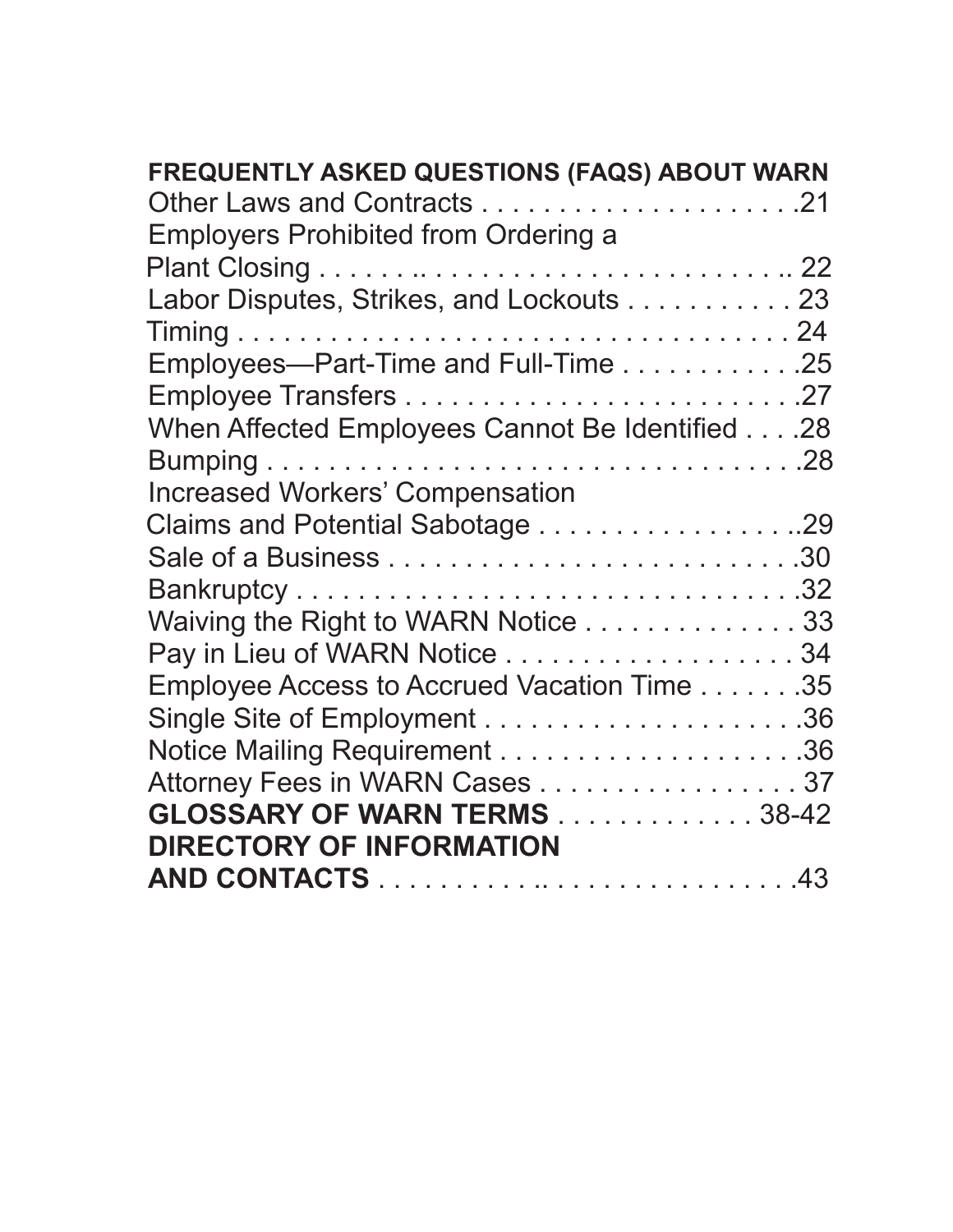**FREQUENTLY ASKED QUESTIONS (FAQS) ABOUT WARN**

Other Laws and Contracts . . . . . . . . . . . . . . . . . . . . .21
Employers Prohibited from Ordering a
Plant Closing . . . . . .. . . . . . . . . . . . . . . . . . . . . . . .. 22
Labor Disputes, Strikes, and Lockouts . . . . . . . . . . . 23
Timing . . . . . . . . . . . . . . . . . . . . . . . . . . . . . . . . . . . 24
Employees—Part-Time and Full-Time . . . . . . . . . . . .25
Employee Transfers . . . . . . . . . . . . . . . . . . . . . . . . .27
When Affected Employees Cannot Be Identified . . . .28
Bumping . . . . . . . . . . . . . . . . . . . . . . . . . . . . . . . . .28
Increased Workers' Compensation
Claims and Potential Sabotage . . . . . . . . . . . . . . . . ..29
Sale of a Business . . . . . . . . . . . . . . . . . . . . . . . . . .30
Bankruptcy . . . . . . . . . . . . . . . . . . . . . . . . . . . . . . .32
Waiving the Right to WARN Notice . . . . . . . . . . . . . 33
Pay in Lieu of WARN Notice . . . . . . . . . . . . . . . . . . 34
Employee Access to Accrued Vacation Time . . . . . . .35
Single Site of Employment . . . . . . . . . . . . . . . . . . . .36
Notice Mailing Requirement . . . . . . . . . . . . . . . . . . .36
Attorney Fees in WARN Cases . . . . . . . . . . . . . . . . 37

**GLOSSARY OF WARN TERMS** . . . . . . . . . . . . . 38-42

**DIRECTORY OF INFORMATION AND CONTACTS** . . . . . . . . . . .. . . . . . . . . . . . . .43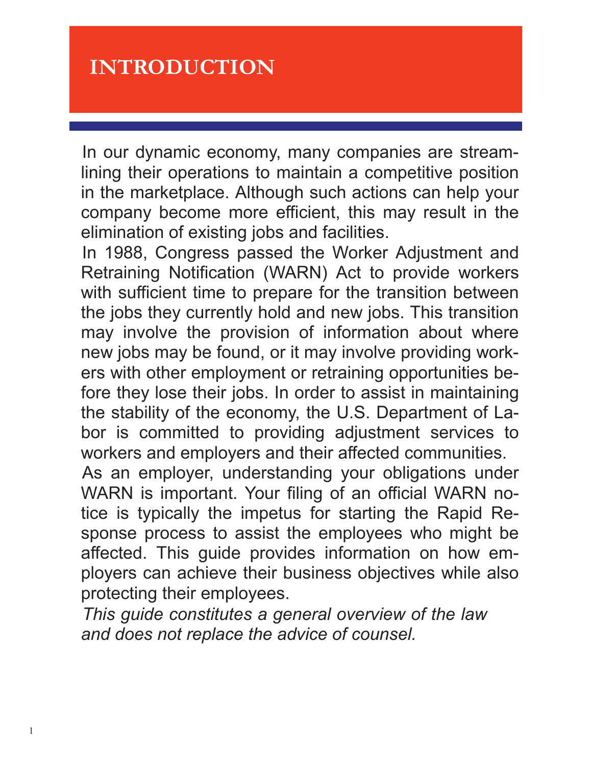# INTRODUCTION

In our dynamic economy, many companies are streamlining their operations to maintain a competitive position in the marketplace. Although such actions can help your company become more efficient, this may result in the elimination of existing jobs and facilities.

In 1988, Congress passed the Worker Adjustment and Retraining Notification (WARN) Act to provide workers with sufficient time to prepare for the transition between the jobs they currently hold and new jobs. This transition may involve the provision of information about where new jobs may be found, or it may involve providing workers with other employment or retraining opportunities before they lose their jobs. In order to assist in maintaining the stability of the economy, the U.S. Department of Labor is committed to providing adjustment services to workers and employers and their affected communities.

As an employer, understanding your obligations under WARN is important. Your filing of an official WARN notice is typically the impetus for starting the Rapid Response process to assist the employees who might be affected. This guide provides information on how employers can achieve their business objectives while also protecting their employees.

*This guide constitutes a general overview of the law and does not replace the advice of counsel.*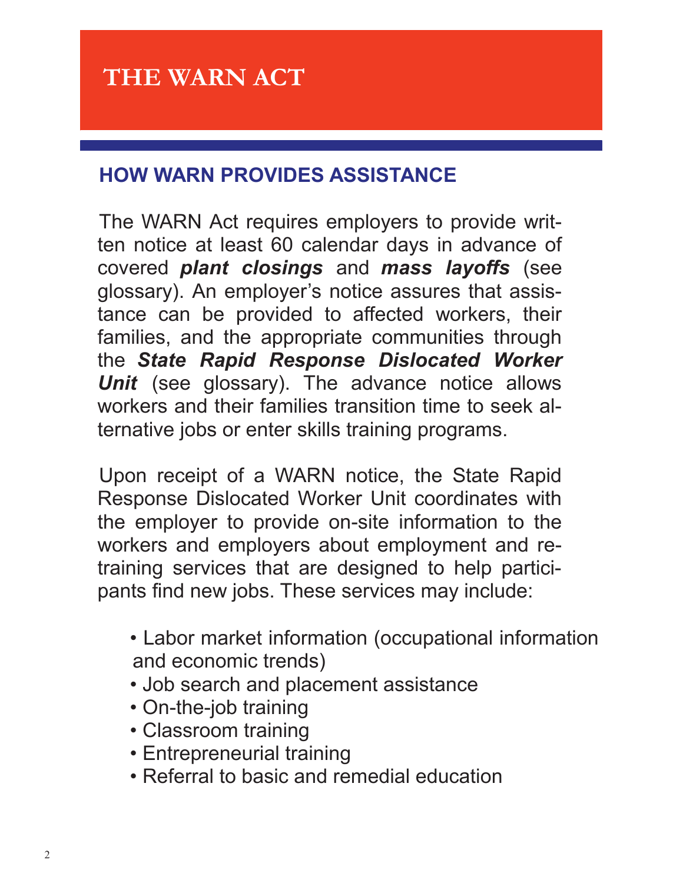# THE WARN ACT

## HOW WARN PROVIDES ASSISTANCE

The WARN Act requires employers to provide written notice at least 60 calendar days in advance of covered ***plant closings*** and ***mass layoffs*** (see glossary). An employer's notice assures that assistance can be provided to affected workers, their families, and the appropriate communities through the ***State Rapid Response Dislocated Worker Unit*** (see glossary). The advance notice allows workers and their families transition time to seek alternative jobs or enter skills training programs.

Upon receipt of a WARN notice, the State Rapid Response Dislocated Worker Unit coordinates with the employer to provide on-site information to the workers and employers about employment and retraining services that are designed to help participants find new jobs. These services may include:

- Labor market information (occupational information and economic trends)
- Job search and placement assistance
- On-the-job training
- Classroom training
- Entrepreneurial training
- Referral to basic and remedial education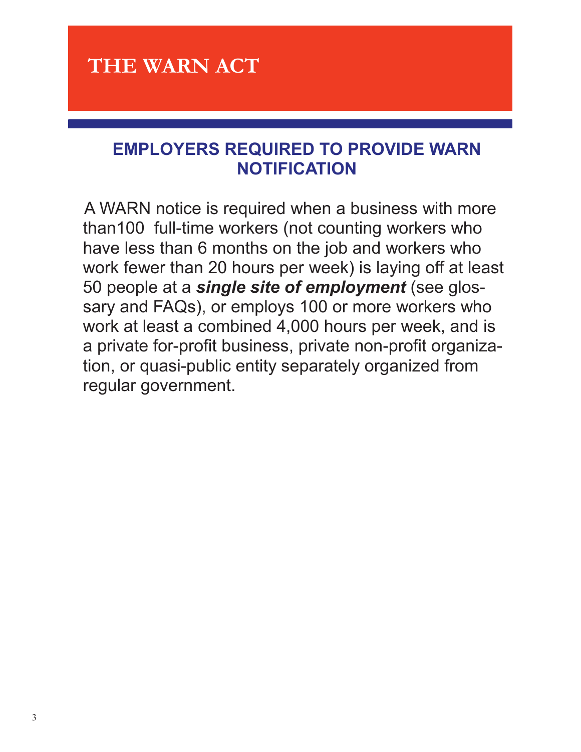# THE WARN ACT

## EMPLOYERS REQUIRED TO PROVIDE WARN NOTIFICATION

A WARN notice is required when a business with more than100 full-time workers (not counting workers who have less than 6 months on the job and workers who work fewer than 20 hours per week) is laying off at least 50 people at a ***single site of employment*** (see glossary and FAQs), or employs 100 or more workers who work at least a combined 4,000 hours per week, and is a private for-profit business, private non-profit organization, or quasi-public entity separately organized from regular government.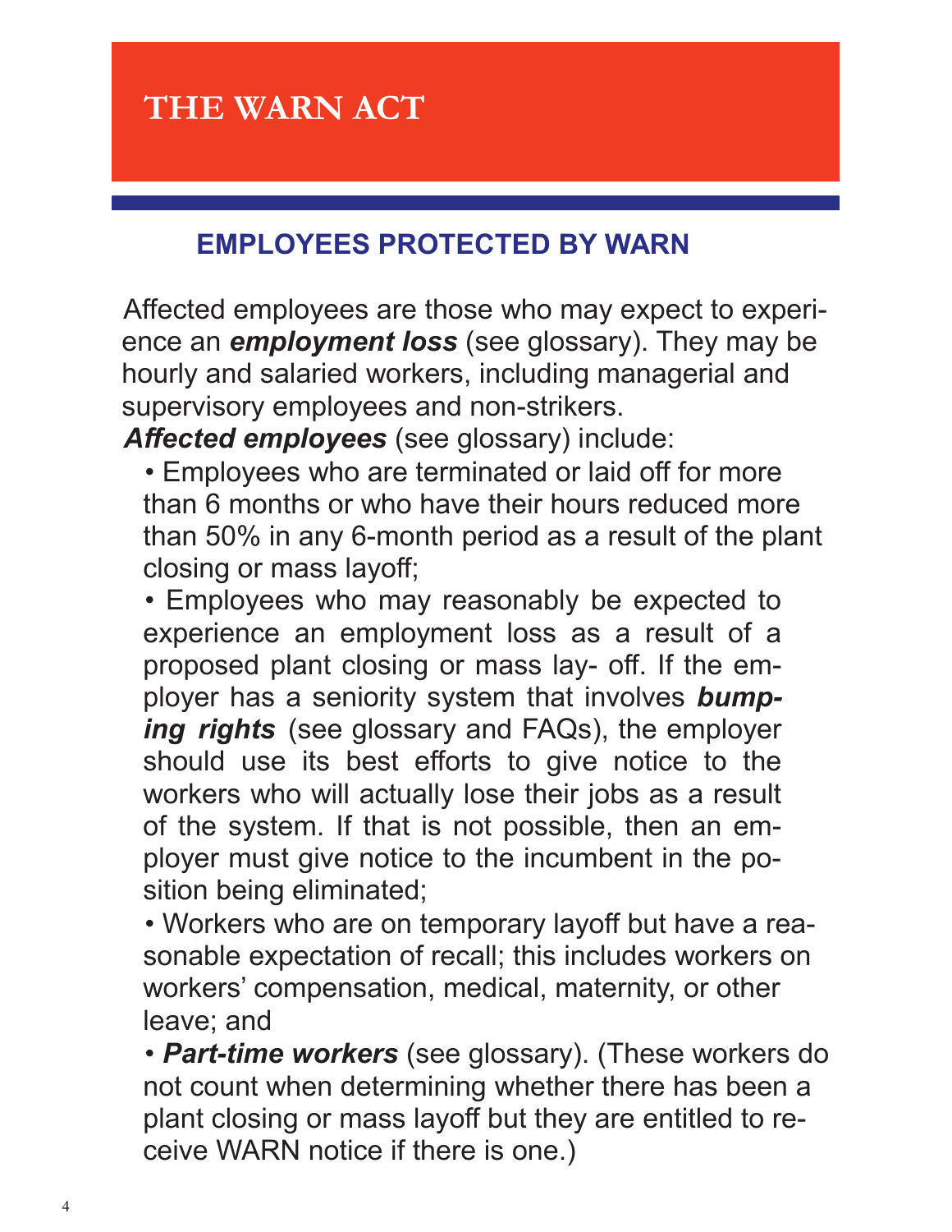# THE WARN ACT

## EMPLOYEES PROTECTED BY WARN

Affected employees are those who may expect to experience an ***employment loss*** (see glossary). They may be hourly and salaried workers, including managerial and supervisory employees and non-strikers.

***Affected employees*** (see glossary) include:

- Employees who are terminated or laid off for more than 6 months or who have their hours reduced more than 50% in any 6-month period as a result of the plant closing or mass layoff;
- Employees who may reasonably be expected to experience an employment loss as a result of a proposed plant closing or mass lay- off. If the employer has a seniority system that involves ***bumping rights*** (see glossary and FAQs), the employer should use its best efforts to give notice to the workers who will actually lose their jobs as a result of the system. If that is not possible, then an employer must give notice to the incumbent in the position being eliminated;
- Workers who are on temporary layoff but have a reasonable expectation of recall; this includes workers on workers' compensation, medical, maternity, or other leave; and
- ***Part-time workers*** (see glossary). (These workers do not count when determining whether there has been a plant closing or mass layoff but they are entitled to receive WARN notice if there is one.)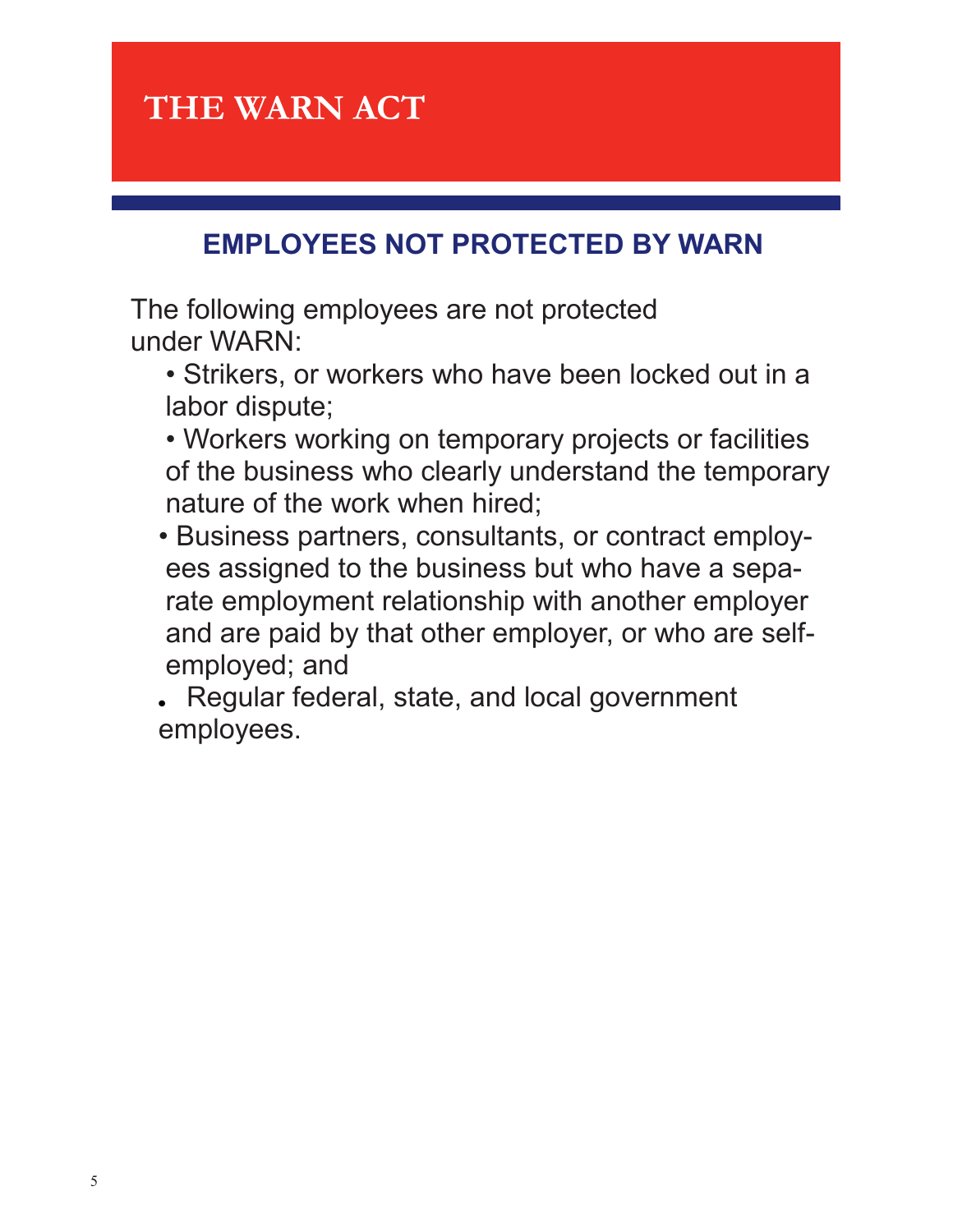# THE WARN ACT

## EMPLOYEES NOT PROTECTED BY WARN

The following employees are not protected under WARN:

- Strikers, or workers who have been locked out in a labor dispute;
- Workers working on temporary projects or facilities of the business who clearly understand the temporary nature of the work when hired;
- Business partners, consultants, or contract employees assigned to the business but who have a separate employment relationship with another employer and are paid by that other employer, or who are self-employed; and
- Regular federal, state, and local government employees.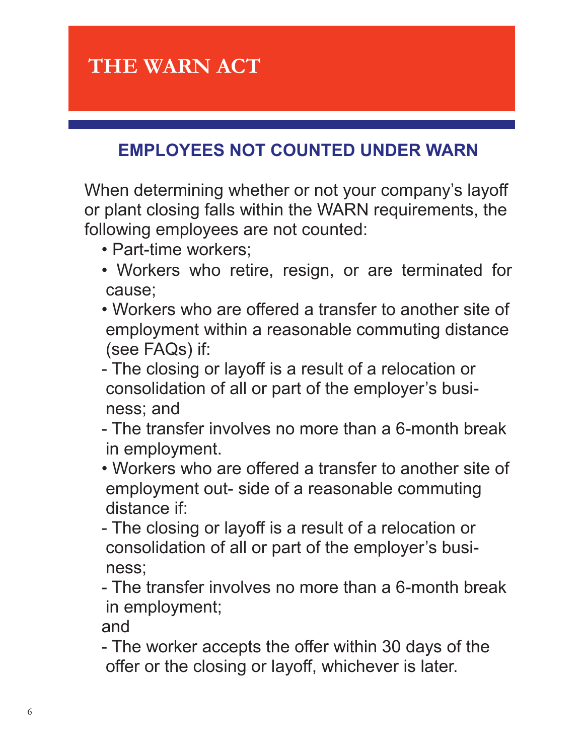# THE WARN ACT

## EMPLOYEES NOT COUNTED UNDER WARN

When determining whether or not your company's layoff or plant closing falls within the WARN requirements, the following employees are not counted:

- Part-time workers;
- Workers who retire, resign, or are terminated for cause;
- Workers who are offered a transfer to another site of employment within a reasonable commuting distance (see FAQs) if:
  - The closing or layoff is a result of a relocation or consolidation of all or part of the employer's business; and
  - The transfer involves no more than a 6-month break in employment.
- Workers who are offered a transfer to another site of employment out- side of a reasonable commuting distance if:
  - The closing or layoff is a result of a relocation or consolidation of all or part of the employer's business;
  - The transfer involves no more than a 6-month break in employment;

    and
  - The worker accepts the offer within 30 days of the offer or the closing or layoff, whichever is later.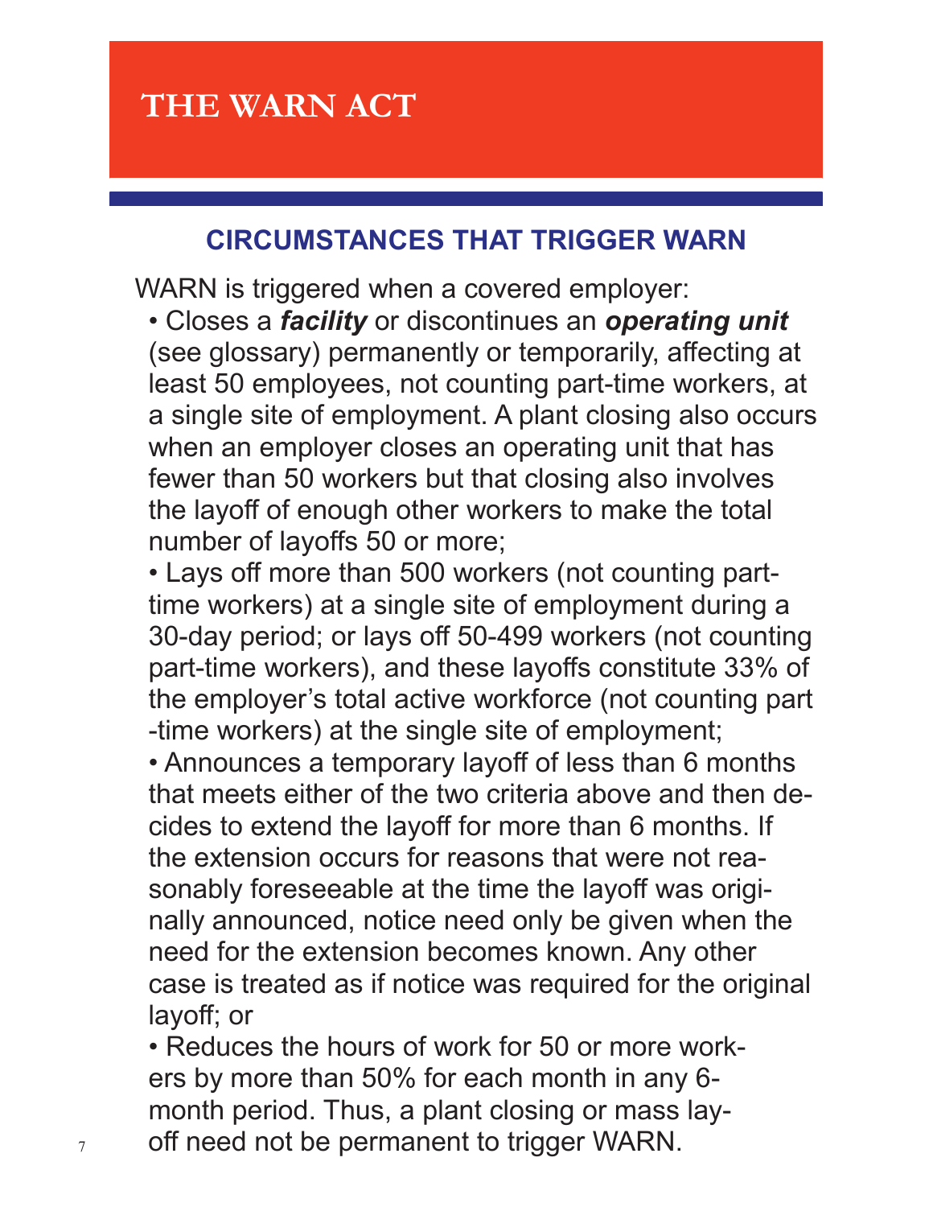# THE WARN ACT

## CIRCUMSTANCES THAT TRIGGER WARN

WARN is triggered when a covered employer:

- Closes a ***facility*** or discontinues an ***operating unit*** (see glossary) permanently or temporarily, affecting at least 50 employees, not counting part-time workers, at a single site of employment. A plant closing also occurs when an employer closes an operating unit that has fewer than 50 workers but that closing also involves the layoff of enough other workers to make the total number of layoffs 50 or more;
- Lays off more than 500 workers (not counting part-time workers) at a single site of employment during a 30-day period; or lays off 50-499 workers (not counting part-time workers), and these layoffs constitute 33% of the employer's total active workforce (not counting part-time workers) at the single site of employment;
- Announces a temporary layoff of less than 6 months that meets either of the two criteria above and then decides to extend the layoff for more than 6 months. If the extension occurs for reasons that were not reasonably foreseeable at the time the layoff was originally announced, notice need only be given when the need for the extension becomes known. Any other case is treated as if notice was required for the original layoff; or
- Reduces the hours of work for 50 or more workers by more than 50% for each month in any 6-month period. Thus, a plant closing or mass layoff need not be permanent to trigger WARN.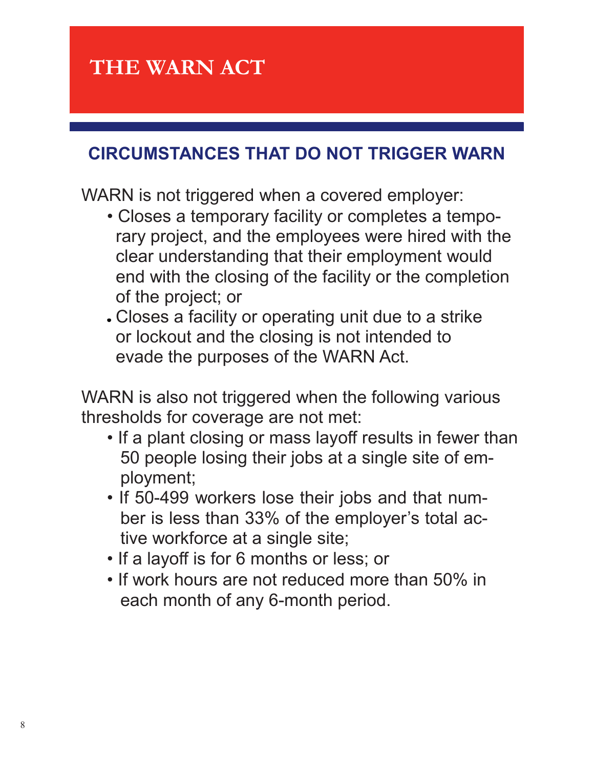# THE WARN ACT

## CIRCUMSTANCES THAT DO NOT TRIGGER WARN

WARN is not triggered when a covered employer:

- Closes a temporary facility or completes a temporary project, and the employees were hired with the clear understanding that their employment would end with the closing of the facility or the completion of the project; or
- Closes a facility or operating unit due to a strike or lockout and the closing is not intended to evade the purposes of the WARN Act.

WARN is also not triggered when the following various thresholds for coverage are not met:

- If a plant closing or mass layoff results in fewer than 50 people losing their jobs at a single site of employment;
- If 50-499 workers lose their jobs and that number is less than 33% of the employer's total active workforce at a single site;
- If a layoff is for 6 months or less; or
- If work hours are not reduced more than 50% in each month of any 6-month period.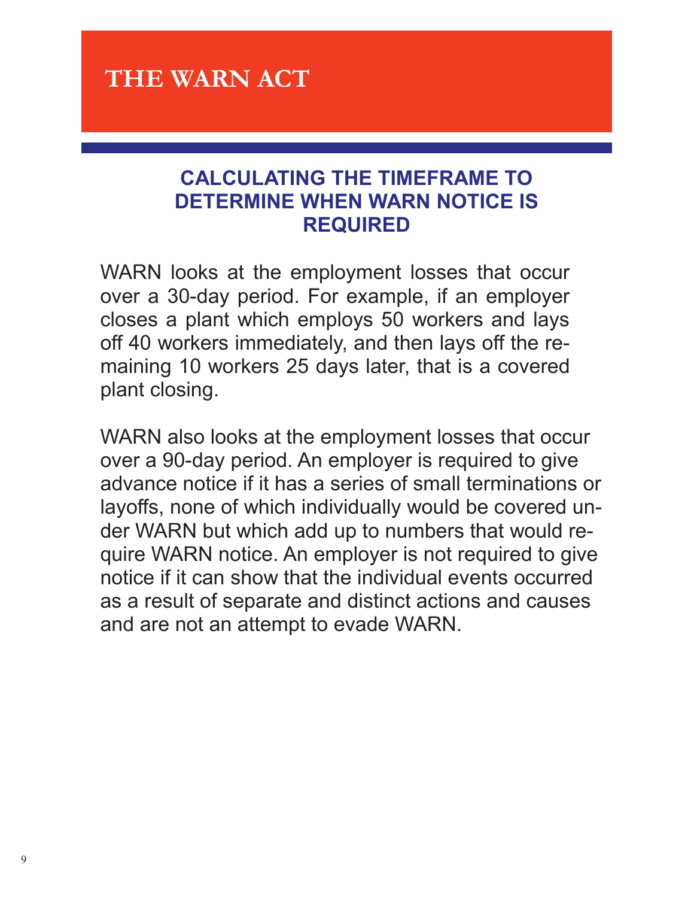# THE WARN ACT

## CALCULATING THE TIMEFRAME TO DETERMINE WHEN WARN NOTICE IS REQUIRED

WARN looks at the employment losses that occur over a 30-day period. For example, if an employer closes a plant which employs 50 workers and lays off 40 workers immediately, and then lays off the remaining 10 workers 25 days later, that is a covered plant closing.

WARN also looks at the employment losses that occur over a 90-day period. An employer is required to give advance notice if it has a series of small terminations or layoffs, none of which individually would be covered under WARN but which add up to numbers that would require WARN notice. An employer is not required to give notice if it can show that the individual events occurred as a result of separate and distinct actions and causes and are not an attempt to evade WARN.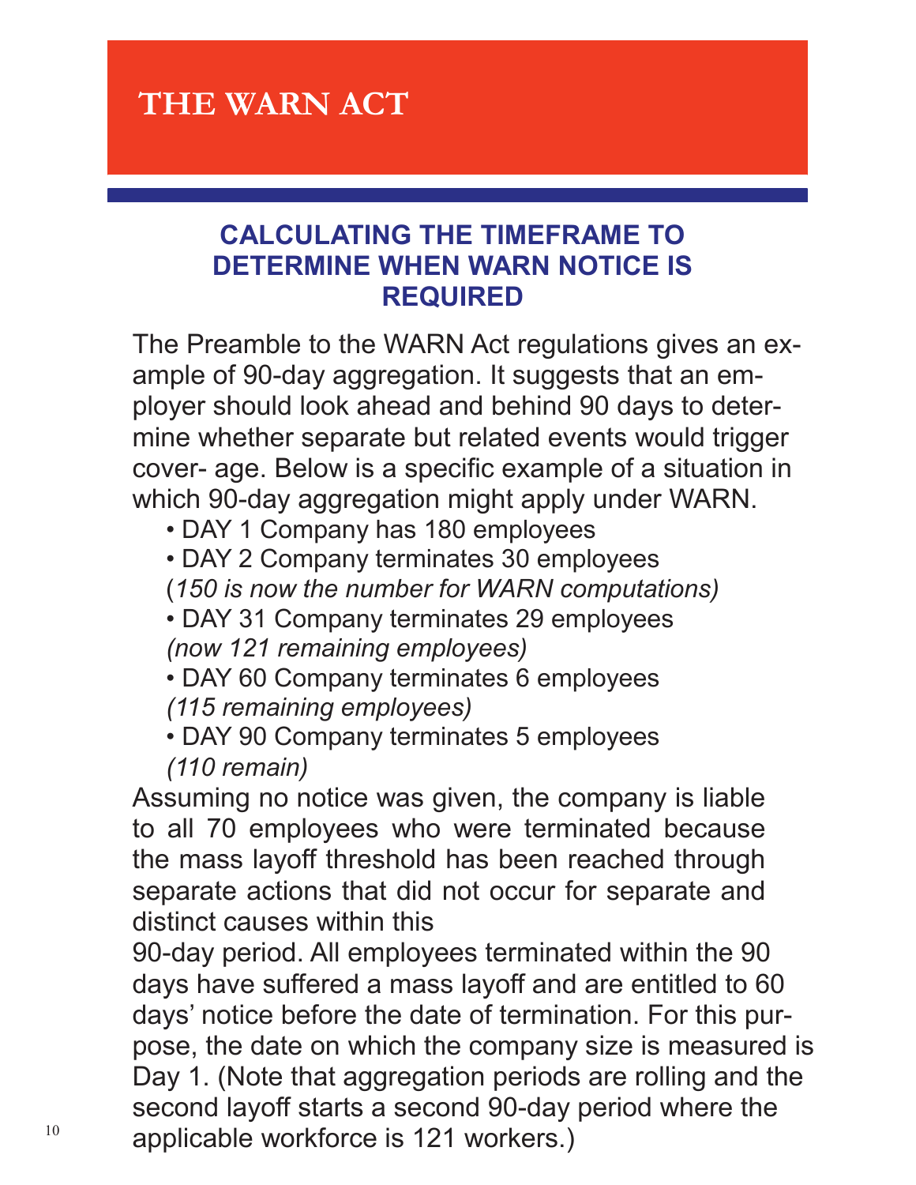# THE WARN ACT

## CALCULATING THE TIMEFRAME TO DETERMINE WHEN WARN NOTICE IS REQUIRED

The Preamble to the WARN Act regulations gives an example of 90-day aggregation. It suggests that an employer should look ahead and behind 90 days to determine whether separate but related events would trigger cover- age. Below is a specific example of a situation in which 90-day aggregation might apply under WARN.

- DAY 1 Company has 180 employees
- DAY 2 Company terminates 30 employees
  (*150 is now the number for WARN computations)*
- DAY 31 Company terminates 29 employees
  *(now 121 remaining employees)*
- DAY 60 Company terminates 6 employees
  *(115 remaining employees)*
- DAY 90 Company terminates 5 employees
  *(110 remain)*

Assuming no notice was given, the company is liable to all 70 employees who were terminated because the mass layoff threshold has been reached through separate actions that did not occur for separate and distinct causes within this 90-day period. All employees terminated within the 90 days have suffered a mass layoff and are entitled to 60 days' notice before the date of termination. For this purpose, the date on which the company size is measured is Day 1. (Note that aggregation periods are rolling and the second layoff starts a second 90-day period where the applicable workforce is 121 workers.)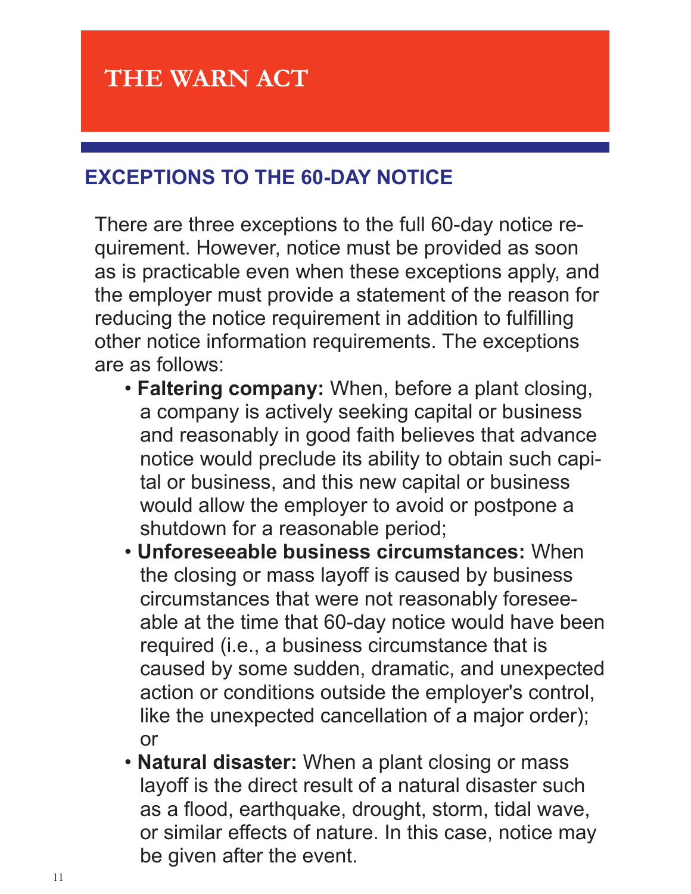# THE WARN ACT

## EXCEPTIONS TO THE 60-DAY NOTICE

There are three exceptions to the full 60-day notice requirement. However, notice must be provided as soon as is practicable even when these exceptions apply, and the employer must provide a statement of the reason for reducing the notice requirement in addition to fulfilling other notice information requirements. The exceptions are as follows:

- **Faltering company:** When, before a plant closing, a company is actively seeking capital or business and reasonably in good faith believes that advance notice would preclude its ability to obtain such capital or business, and this new capital or business would allow the employer to avoid or postpone a shutdown for a reasonable period;
- **Unforeseeable business circumstances:** When the closing or mass layoff is caused by business circumstances that were not reasonably foreseeable at the time that 60-day notice would have been required (i.e., a business circumstance that is caused by some sudden, dramatic, and unexpected action or conditions outside the employer's control, like the unexpected cancellation of a major order); or
- **Natural disaster:** When a plant closing or mass layoff is the direct result of a natural disaster such as a flood, earthquake, drought, storm, tidal wave, or similar effects of nature. In this case, notice may be given after the event.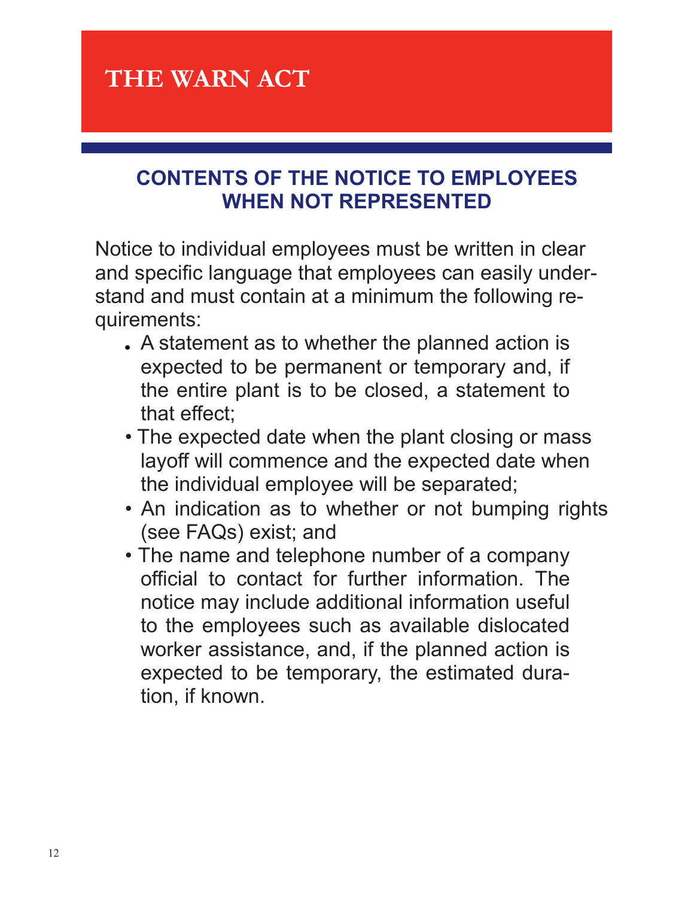# THE WARN ACT

## CONTENTS OF THE NOTICE TO EMPLOYEES WHEN NOT REPRESENTED

Notice to individual employees must be written in clear and specific language that employees can easily understand and must contain at a minimum the following requirements:

- A statement as to whether the planned action is expected to be permanent or temporary and, if the entire plant is to be closed, a statement to that effect;
- The expected date when the plant closing or mass layoff will commence and the expected date when the individual employee will be separated;
- An indication as to whether or not bumping rights (see FAQs) exist; and
- The name and telephone number of a company official to contact for further information. The notice may include additional information useful to the employees such as available dislocated worker assistance, and, if the planned action is expected to be temporary, the estimated duration, if known.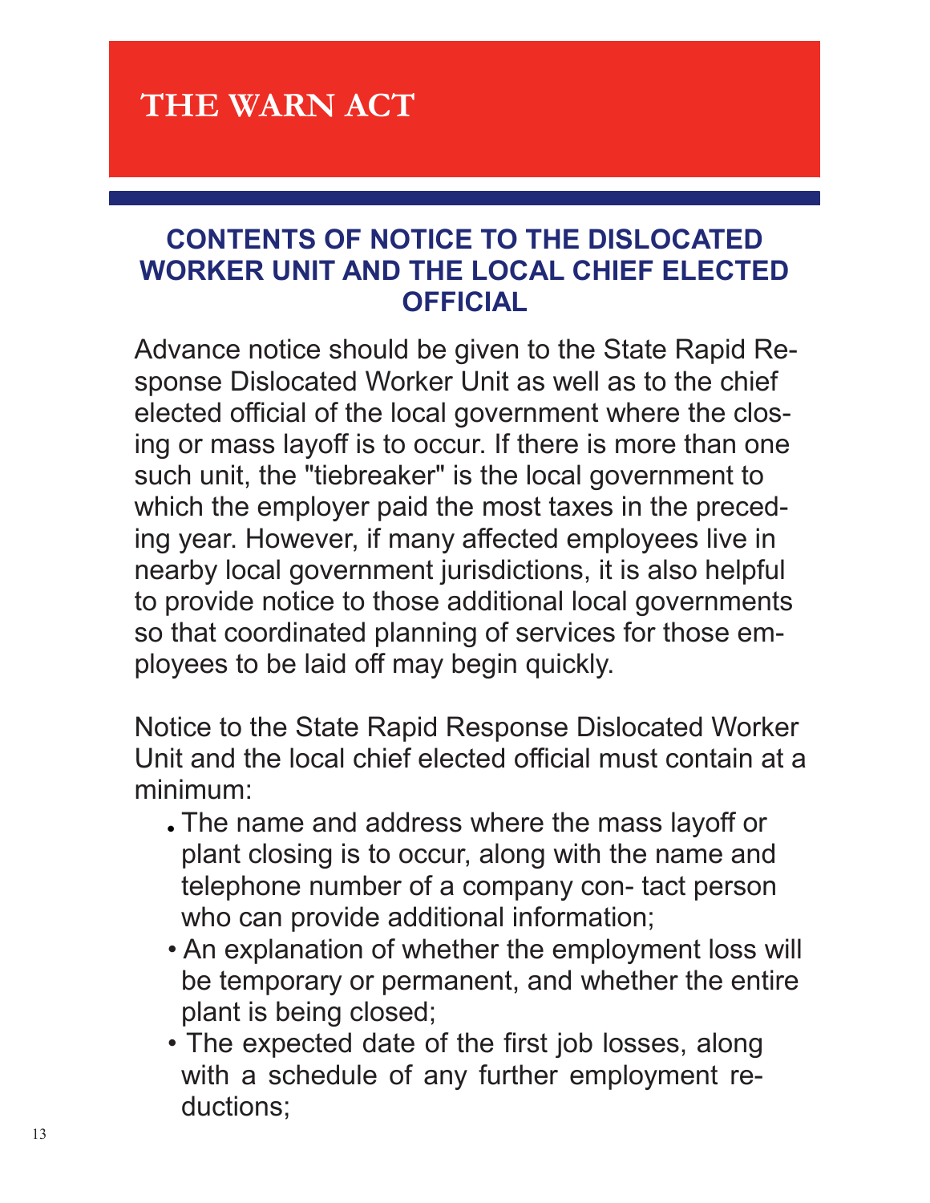# THE WARN ACT

## CONTENTS OF NOTICE TO THE DISLOCATED WORKER UNIT AND THE LOCAL CHIEF ELECTED OFFICIAL

Advance notice should be given to the State Rapid Response Dislocated Worker Unit as well as to the chief elected official of the local government where the closing or mass layoff is to occur. If there is more than one such unit, the "tiebreaker" is the local government to which the employer paid the most taxes in the preceding year. However, if many affected employees live in nearby local government jurisdictions, it is also helpful to provide notice to those additional local governments so that coordinated planning of services for those employees to be laid off may begin quickly.

Notice to the State Rapid Response Dislocated Worker Unit and the local chief elected official must contain at a minimum:

- The name and address where the mass layoff or plant closing is to occur, along with the name and telephone number of a company con- tact person who can provide additional information;
- An explanation of whether the employment loss will be temporary or permanent, and whether the entire plant is being closed;
- The expected date of the first job losses, along with a schedule of any further employment reductions;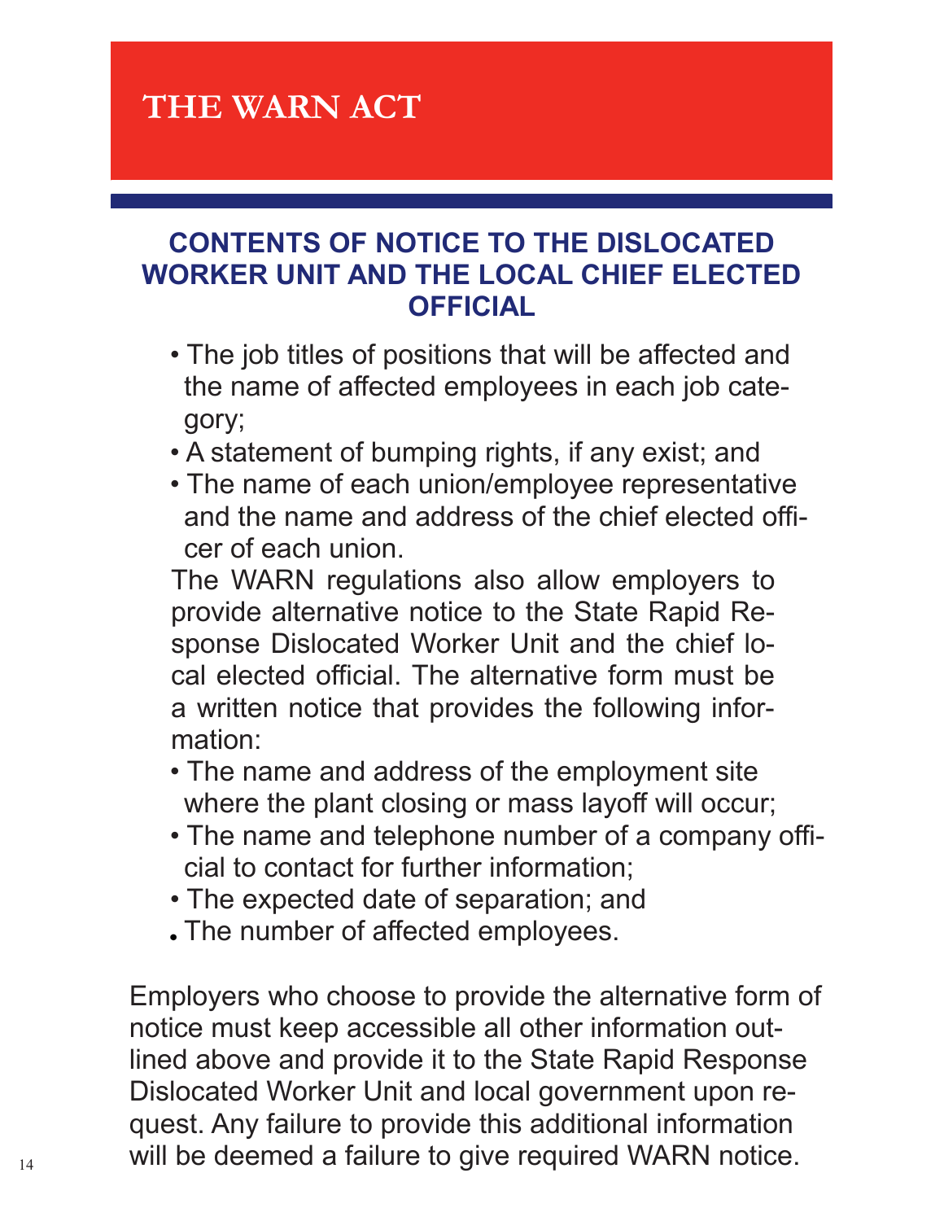# THE WARN ACT

## CONTENTS OF NOTICE TO THE DISLOCATED WORKER UNIT AND THE LOCAL CHIEF ELECTED OFFICIAL

- The job titles of positions that will be affected and the name of affected employees in each job category;
- A statement of bumping rights, if any exist; and
- The name of each union/employee representative and the name and address of the chief elected officer of each union.

The WARN regulations also allow employers to provide alternative notice to the State Rapid Response Dislocated Worker Unit and the chief local elected official. The alternative form must be a written notice that provides the following information:

- The name and address of the employment site where the plant closing or mass layoff will occur;
- The name and telephone number of a company official to contact for further information;
- The expected date of separation; and
- The number of affected employees.

Employers who choose to provide the alternative form of notice must keep accessible all other information outlined above and provide it to the State Rapid Response Dislocated Worker Unit and local government upon request. Any failure to provide this additional information will be deemed a failure to give required WARN notice.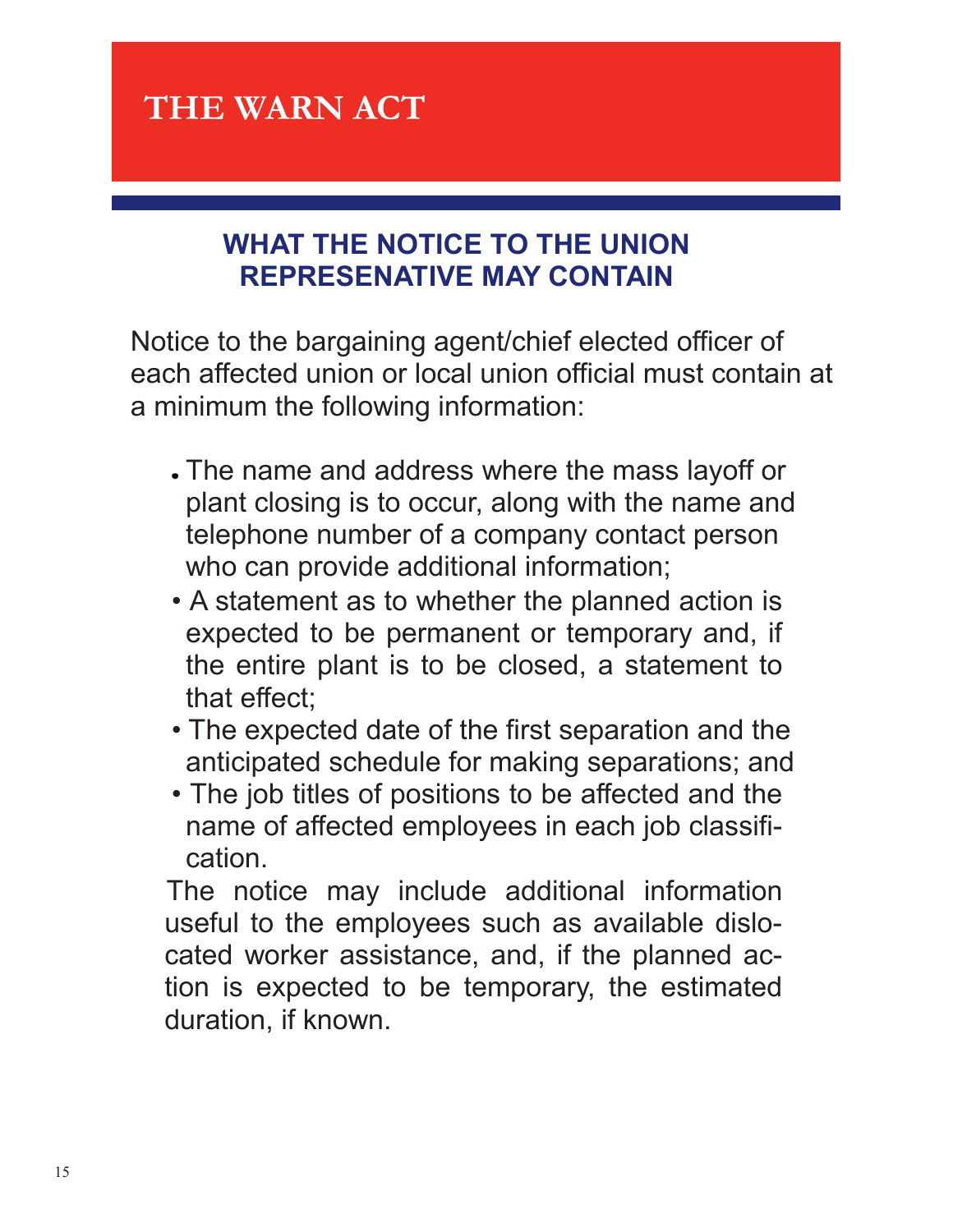# THE WARN ACT

## WHAT THE NOTICE TO THE UNION REPRESENATIVE MAY CONTAIN

Notice to the bargaining agent/chief elected officer of each affected union or local union official must contain at a minimum the following information:

- The name and address where the mass layoff or plant closing is to occur, along with the name and telephone number of a company contact person who can provide additional information;
- A statement as to whether the planned action is expected to be permanent or temporary and, if the entire plant is to be closed, a statement to that effect;
- The expected date of the first separation and the anticipated schedule for making separations; and
- The job titles of positions to be affected and the name of affected employees in each job classification.

The notice may include additional information useful to the employees such as available dislocated worker assistance, and, if the planned action is expected to be temporary, the estimated duration, if known.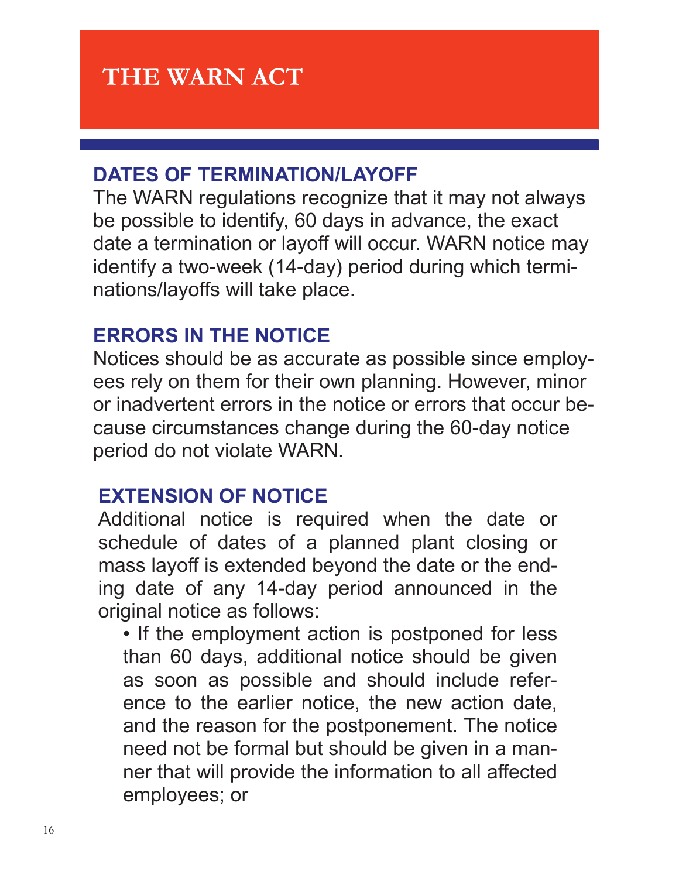# THE WARN ACT

## DATES OF TERMINATION/LAYOFF

The WARN regulations recognize that it may not always be possible to identify, 60 days in advance, the exact date a termination or layoff will occur. WARN notice may identify a two-week (14-day) period during which terminations/layoffs will take place.

## ERRORS IN THE NOTICE

Notices should be as accurate as possible since employees rely on them for their own planning. However, minor or inadvertent errors in the notice or errors that occur because circumstances change during the 60-day notice period do not violate WARN.

## EXTENSION OF NOTICE

Additional notice is required when the date or schedule of dates of a planned plant closing or mass layoff is extended beyond the date or the ending date of any 14-day period announced in the original notice as follows:

- If the employment action is postponed for less than 60 days, additional notice should be given as soon as possible and should include reference to the earlier notice, the new action date, and the reason for the postponement. The notice need not be formal but should be given in a manner that will provide the information to all affected employees; or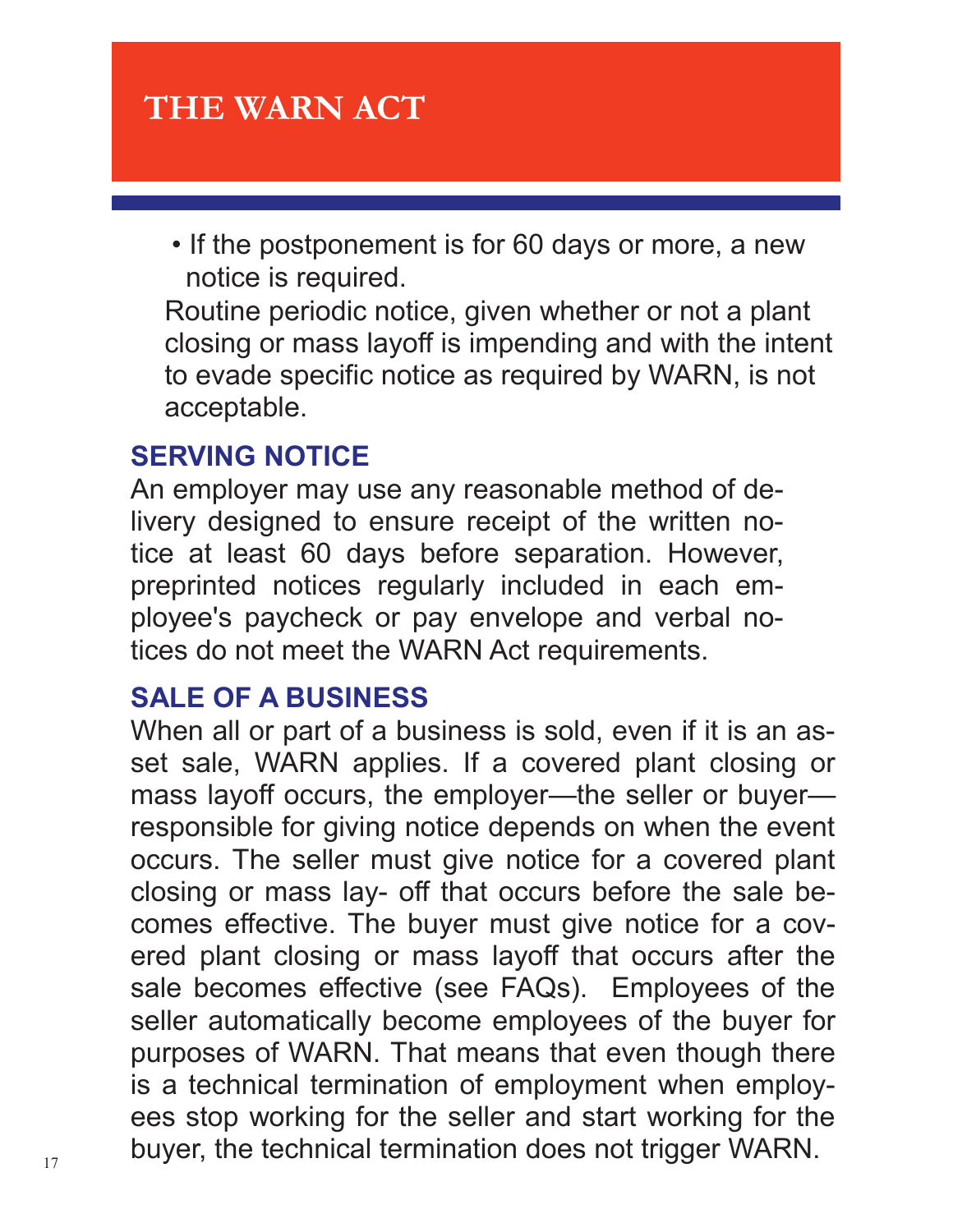# THE WARN ACT

- If the postponement is for 60 days or more, a new notice is required.

Routine periodic notice, given whether or not a plant closing or mass layoff is impending and with the intent to evade specific notice as required by WARN, is not acceptable.

## SERVING NOTICE

An employer may use any reasonable method of delivery designed to ensure receipt of the written notice at least 60 days before separation. However, preprinted notices regularly included in each employee's paycheck or pay envelope and verbal notices do not meet the WARN Act requirements.

## SALE OF A BUSINESS

When all or part of a business is sold, even if it is an asset sale, WARN applies. If a covered plant closing or mass layoff occurs, the employer—the seller or buyer—responsible for giving notice depends on when the event occurs. The seller must give notice for a covered plant closing or mass lay- off that occurs before the sale becomes effective. The buyer must give notice for a covered plant closing or mass layoff that occurs after the sale becomes effective (see FAQs). Employees of the seller automatically become employees of the buyer for purposes of WARN. That means that even though there is a technical termination of employment when employees stop working for the seller and start working for the buyer, the technical termination does not trigger WARN.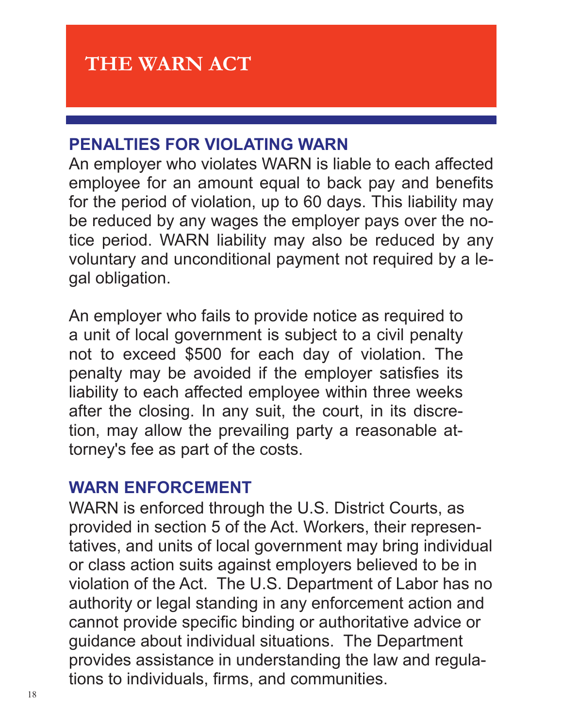# THE WARN ACT

## PENALTIES FOR VIOLATING WARN

An employer who violates WARN is liable to each affected employee for an amount equal to back pay and benefits for the period of violation, up to 60 days. This liability may be reduced by any wages the employer pays over the notice period. WARN liability may also be reduced by any voluntary and unconditional payment not required by a legal obligation.

An employer who fails to provide notice as required to a unit of local government is subject to a civil penalty not to exceed $500 for each day of violation. The penalty may be avoided if the employer satisfies its liability to each affected employee within three weeks after the closing. In any suit, the court, in its discretion, may allow the prevailing party a reasonable attorney's fee as part of the costs.

## WARN ENFORCEMENT

WARN is enforced through the U.S. District Courts, as provided in section 5 of the Act. Workers, their representatives, and units of local government may bring individual or class action suits against employers believed to be in violation of the Act. The U.S. Department of Labor has no authority or legal standing in any enforcement action and cannot provide specific binding or authoritative advice or guidance about individual situations. The Department provides assistance in understanding the law and regulations to individuals, firms, and communities.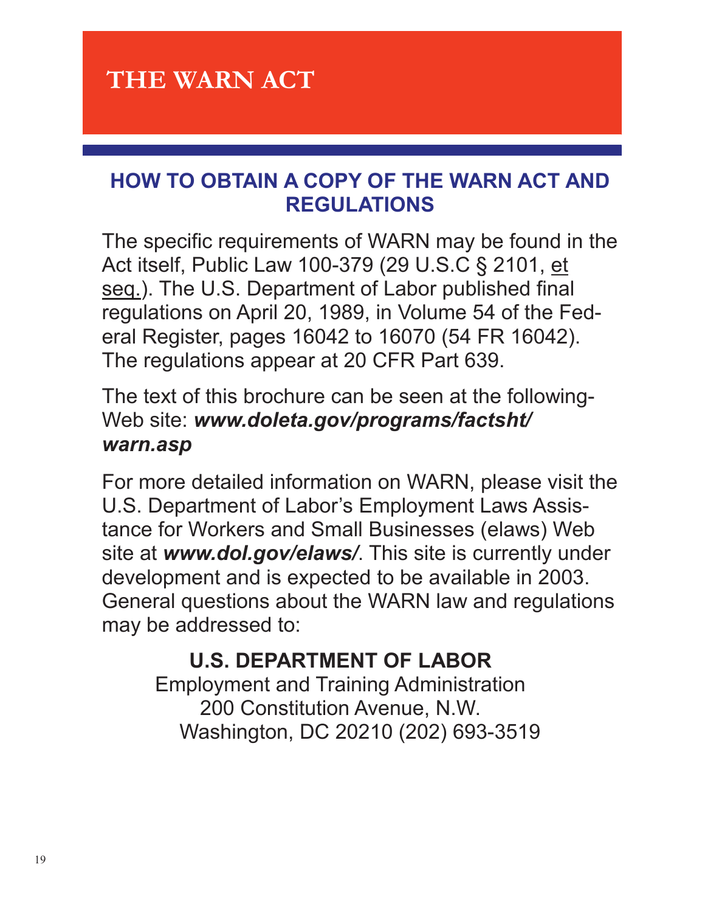# THE WARN ACT

## HOW TO OBTAIN A COPY OF THE WARN ACT AND REGULATIONS

The specific requirements of WARN may be found in the Act itself, Public Law 100-379 (29 U.S.C § 2101, et seq.). The U.S. Department of Labor published final regulations on April 20, 1989, in Volume 54 of the Federal Register, pages 16042 to 16070 (54 FR 16042). The regulations appear at 20 CFR Part 639.

The text of this brochure can be seen at the following Web site: ***www.doleta.gov/programs/factsht/warn.asp***

For more detailed information on WARN, please visit the U.S. Department of Labor's Employment Laws Assistance for Workers and Small Businesses (elaws) Web site at ***www.dol.gov/elaws/***. This site is currently under development and is expected to be available in 2003. General questions about the WARN law and regulations may be addressed to:

**U.S. DEPARTMENT OF LABOR**
Employment and Training Administration
200 Constitution Avenue, N.W.
Washington, DC 20210 (202) 693-3519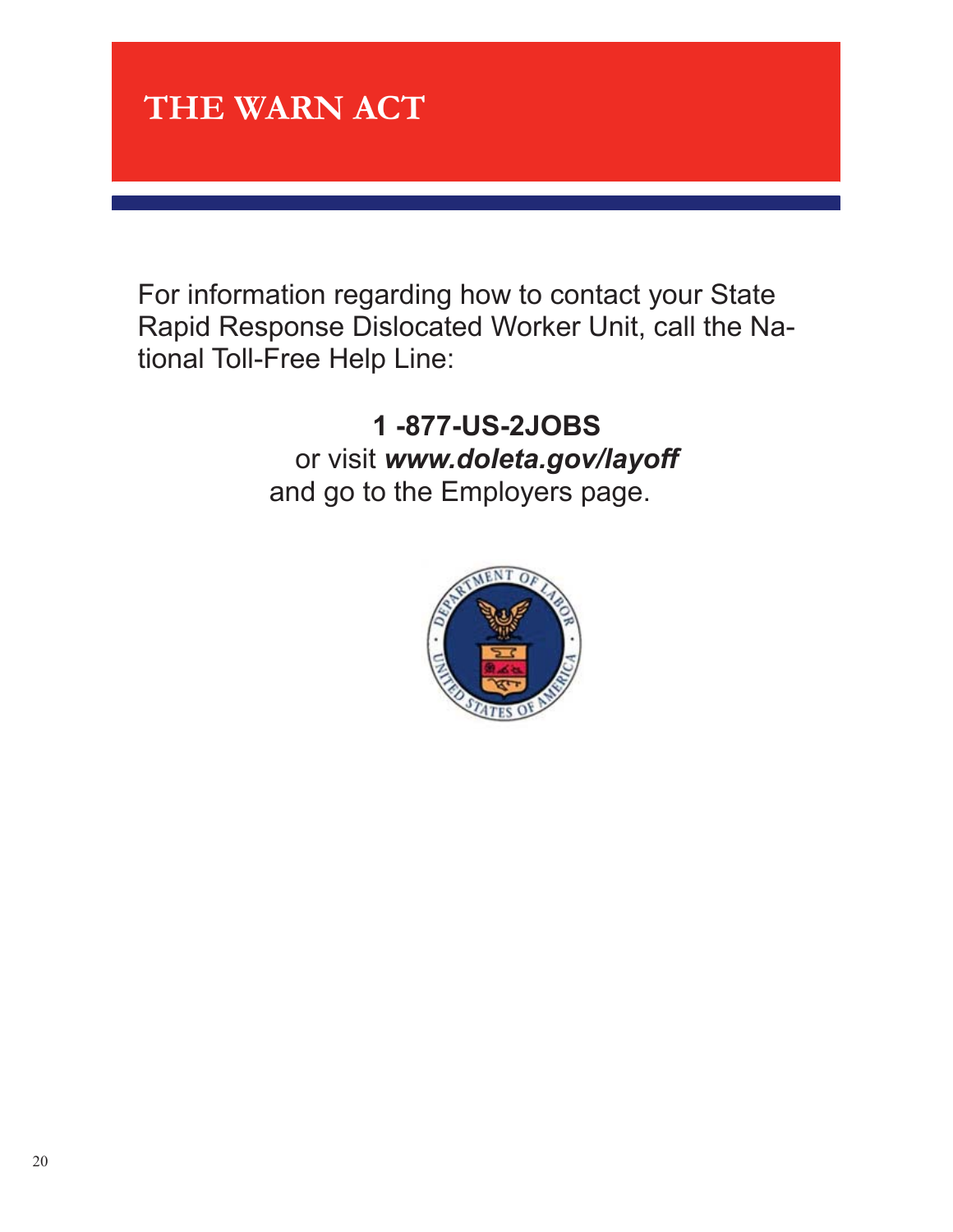# THE WARN ACT

For information regarding how to contact your State Rapid Response Dislocated Worker Unit, call the National Toll-Free Help Line:

**1 -877-US-2JOBS**

or visit ***www.doleta.gov/layoff***

and go to the Employers page.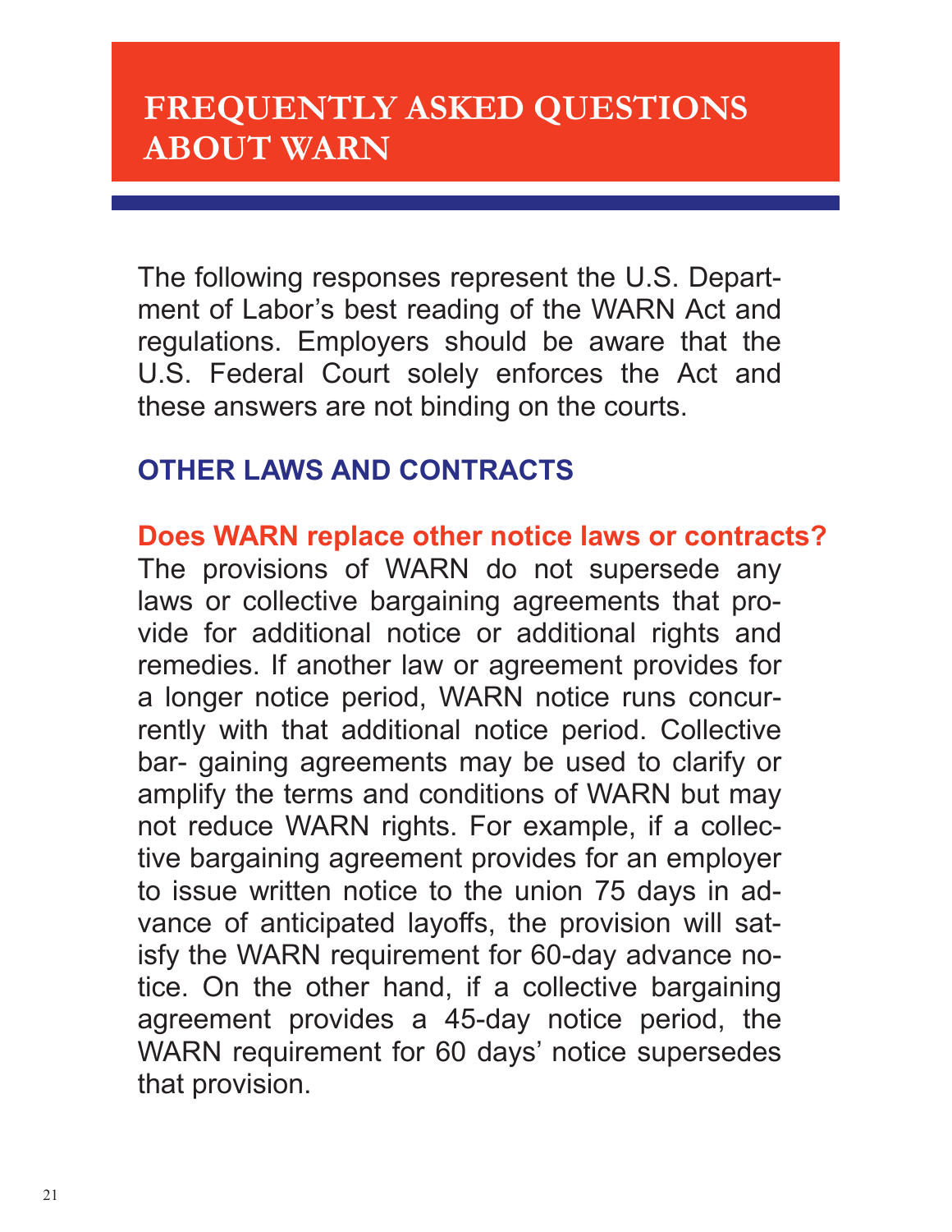# FREQUENTLY ASKED QUESTIONS ABOUT WARN

The following responses represent the U.S. Department of Labor's best reading of the WARN Act and regulations. Employers should be aware that the U.S. Federal Court solely enforces the Act and these answers are not binding on the courts.

## OTHER LAWS AND CONTRACTS

### Does WARN replace other notice laws or contracts?

The provisions of WARN do not supersede any laws or collective bargaining agreements that provide for additional notice or additional rights and remedies. If another law or agreement provides for a longer notice period, WARN notice runs concurrently with that additional notice period. Collective bar- gaining agreements may be used to clarify or amplify the terms and conditions of WARN but may not reduce WARN rights. For example, if a collective bargaining agreement provides for an employer to issue written notice to the union 75 days in advance of anticipated layoffs, the provision will satisfy the WARN requirement for 60-day advance notice. On the other hand, if a collective bargaining agreement provides a 45-day notice period, the WARN requirement for 60 days' notice supersedes that provision.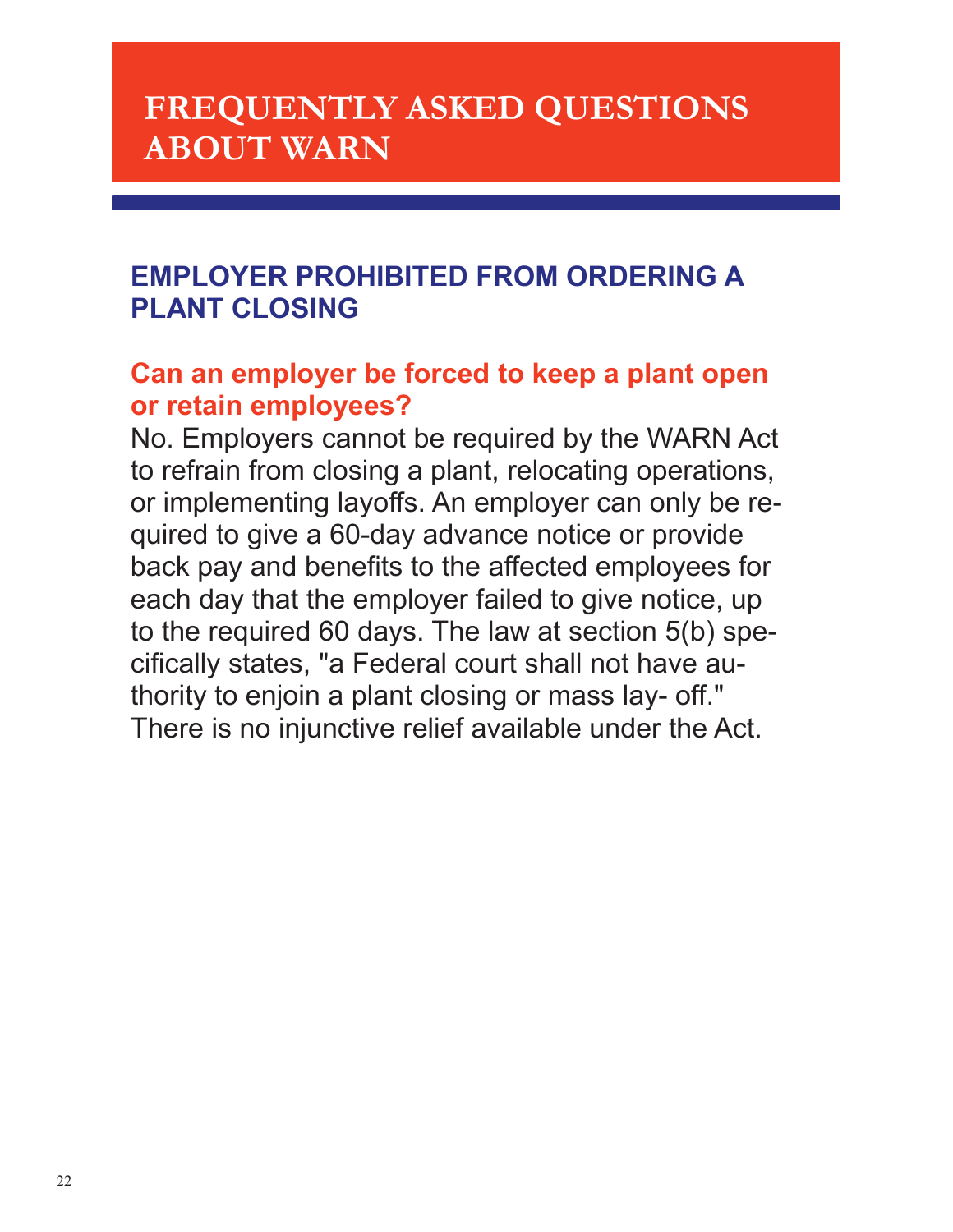# FREQUENTLY ASKED QUESTIONS ABOUT WARN

## EMPLOYER PROHIBITED FROM ORDERING A PLANT CLOSING

### Can an employer be forced to keep a plant open or retain employees?

No. Employers cannot be required by the WARN Act to refrain from closing a plant, relocating operations, or implementing layoffs. An employer can only be required to give a 60-day advance notice or provide back pay and benefits to the affected employees for each day that the employer failed to give notice, up to the required 60 days. The law at section 5(b) specifically states, "a Federal court shall not have authority to enjoin a plant closing or mass lay- off." There is no injunctive relief available under the Act.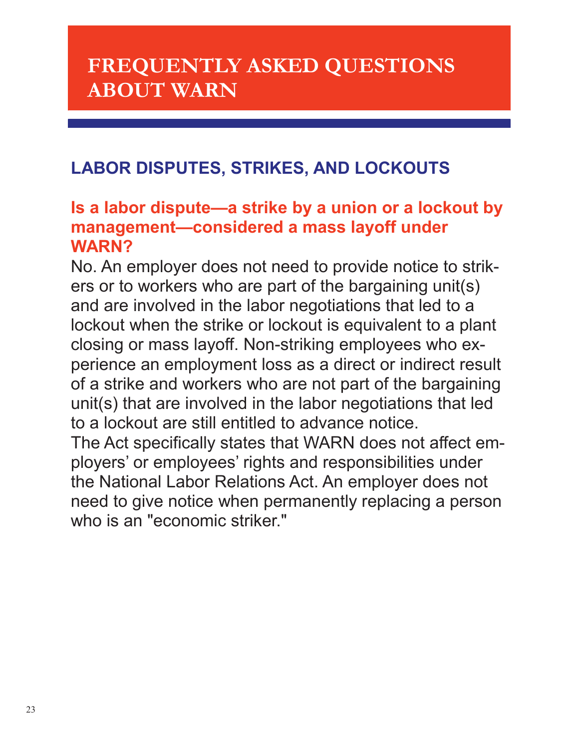# FREQUENTLY ASKED QUESTIONS ABOUT WARN

## LABOR DISPUTES, STRIKES, AND LOCKOUTS

### Is a labor dispute—a strike by a union or a lockout by management—considered a mass layoff under WARN?

No. An employer does not need to provide notice to strikers or to workers who are part of the bargaining unit(s) and are involved in the labor negotiations that led to a lockout when the strike or lockout is equivalent to a plant closing or mass layoff. Non-striking employees who experience an employment loss as a direct or indirect result of a strike and workers who are not part of the bargaining unit(s) that are involved in the labor negotiations that led to a lockout are still entitled to advance notice.

The Act specifically states that WARN does not affect employers' or employees' rights and responsibilities under the National Labor Relations Act. An employer does not need to give notice when permanently replacing a person who is an "economic striker."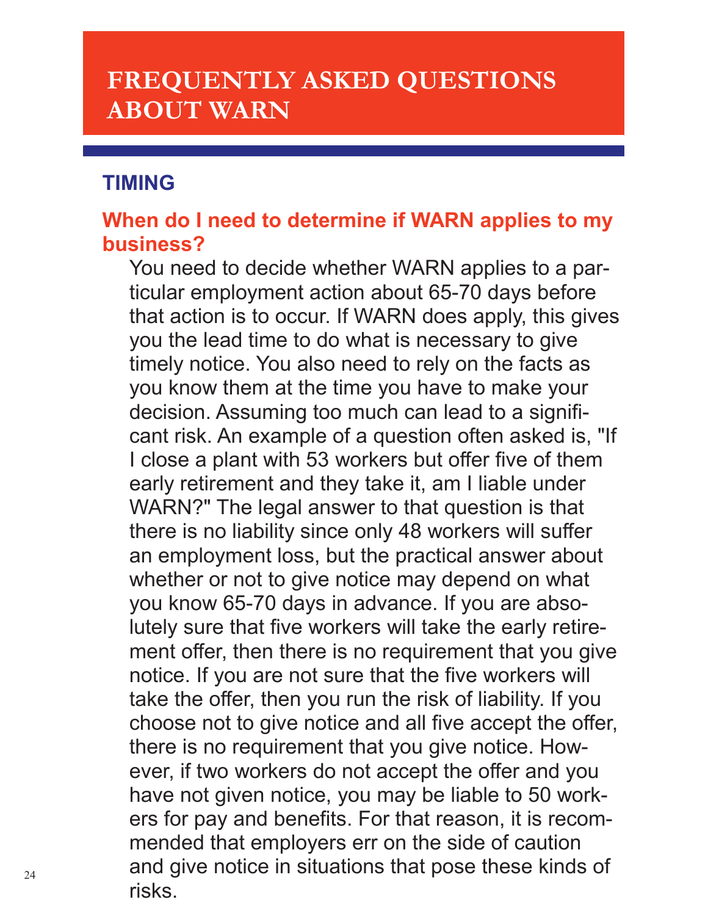# FREQUENTLY ASKED QUESTIONS ABOUT WARN

## TIMING

### When do I need to determine if WARN applies to my business?

You need to decide whether WARN applies to a particular employment action about 65-70 days before that action is to occur. If WARN does apply, this gives you the lead time to do what is necessary to give timely notice. You also need to rely on the facts as you know them at the time you have to make your decision. Assuming too much can lead to a significant risk. An example of a question often asked is, "If I close a plant with 53 workers but offer five of them early retirement and they take it, am I liable under WARN?" The legal answer to that question is that there is no liability since only 48 workers will suffer an employment loss, but the practical answer about whether or not to give notice may depend on what you know 65-70 days in advance. If you are absolutely sure that five workers will take the early retirement offer, then there is no requirement that you give notice. If you are not sure that the five workers will take the offer, then you run the risk of liability. If you choose not to give notice and all five accept the offer, there is no requirement that you give notice. However, if two workers do not accept the offer and you have not given notice, you may be liable to 50 workers for pay and benefits. For that reason, it is recommended that employers err on the side of caution and give notice in situations that pose these kinds of risks.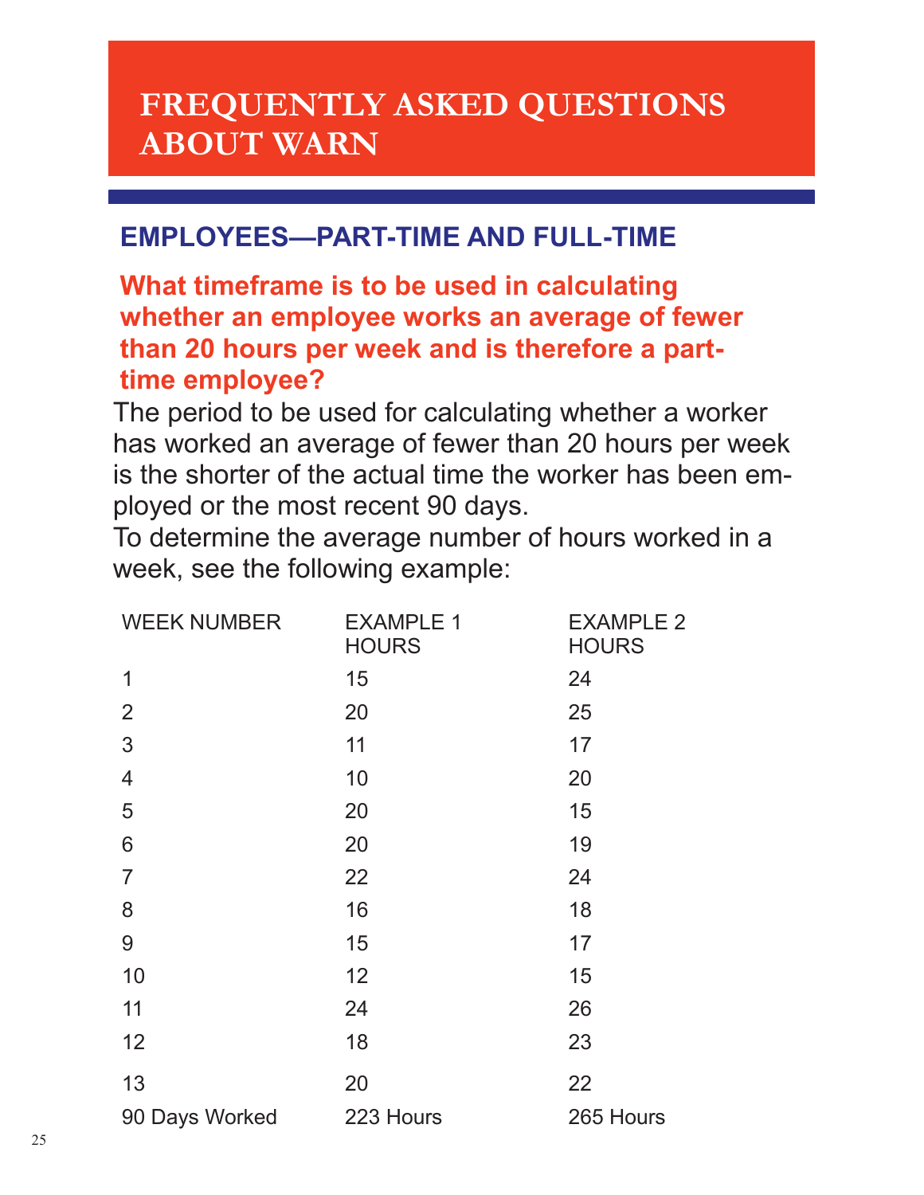# FREQUENTLY ASKED QUESTIONS ABOUT WARN

## EMPLOYEES—PART-TIME AND FULL-TIME

### What timeframe is to be used in calculating whether an employee works an average of fewer than 20 hours per week and is therefore a part-time employee?

The period to be used for calculating whether a worker has worked an average of fewer than 20 hours per week is the shorter of the actual time the worker has been employed or the most recent 90 days.

To determine the average number of hours worked in a week, see the following example:

| WEEK NUMBER | EXAMPLE 1 HOURS | EXAMPLE 2 HOURS |
|---|---|---|
| 1 | 15 | 24 |
| 2 | 20 | 25 |
| 3 | 11 | 17 |
| 4 | 10 | 20 |
| 5 | 20 | 15 |
| 6 | 20 | 19 |
| 7 | 22 | 24 |
| 8 | 16 | 18 |
| 9 | 15 | 17 |
| 10 | 12 | 15 |
| 11 | 24 | 26 |
| 12 | 18 | 23 |
| 13 | 20 | 22 |
| 90 Days Worked | 223 Hours | 265 Hours |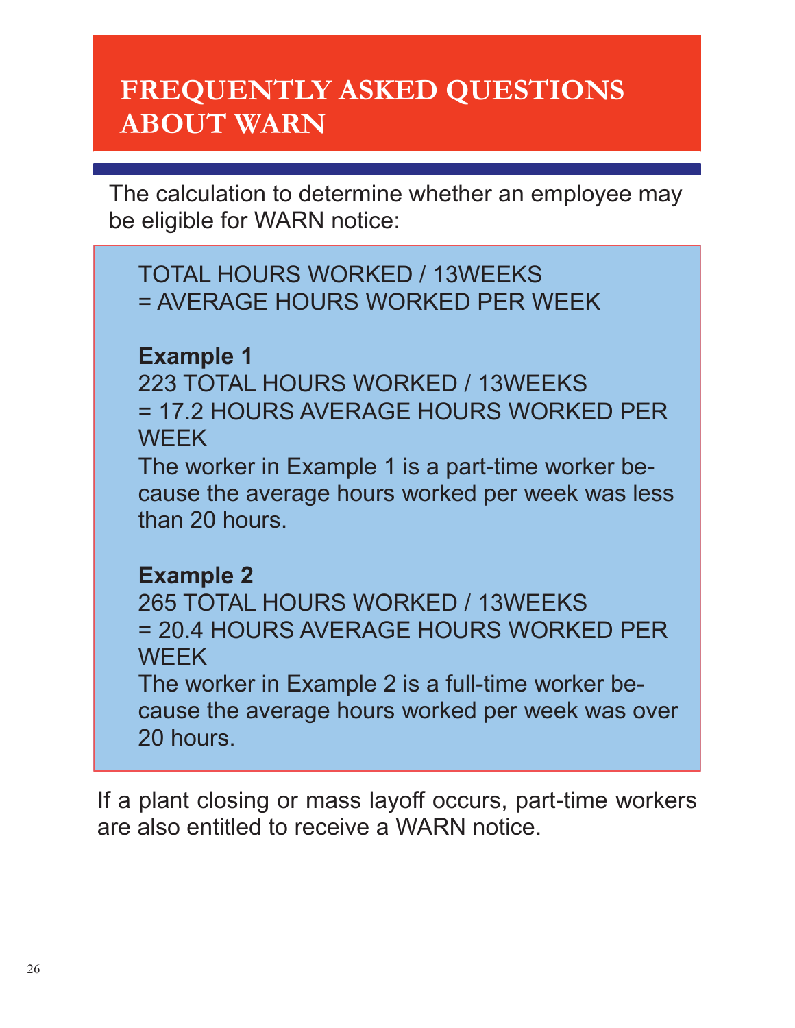# FREQUENTLY ASKED QUESTIONS ABOUT WARN

The calculation to determine whether an employee may be eligible for WARN notice:

TOTAL HOURS WORKED / 13WEEKS
= AVERAGE HOURS WORKED PER WEEK

**Example 1**
223 TOTAL HOURS WORKED / 13WEEKS
= 17.2 HOURS AVERAGE HOURS WORKED PER WEEK
The worker in Example 1 is a part-time worker because the average hours worked per week was less than 20 hours.

**Example 2**
265 TOTAL HOURS WORKED / 13WEEKS
= 20.4 HOURS AVERAGE HOURS WORKED PER WEEK
The worker in Example 2 is a full-time worker because the average hours worked per week was over 20 hours.

If a plant closing or mass layoff occurs, part-time workers are also entitled to receive a WARN notice.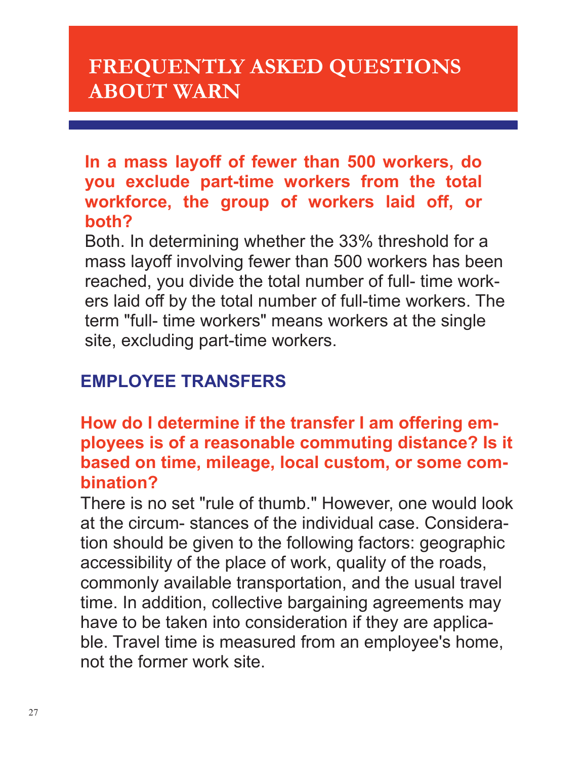# FREQUENTLY ASKED QUESTIONS ABOUT WARN

**In a mass layoff of fewer than 500 workers, do you exclude part-time workers from the total workforce, the group of workers laid off, or both?**

Both. In determining whether the 33% threshold for a mass layoff involving fewer than 500 workers has been reached, you divide the total number of full- time workers laid off by the total number of full-time workers. The term "full- time workers" means workers at the single site, excluding part-time workers.

## EMPLOYEE TRANSFERS

**How do I determine if the transfer I am offering employees is of a reasonable commuting distance? Is it based on time, mileage, local custom, or some combination?**

There is no set "rule of thumb." However, one would look at the circum- stances of the individual case. Consideration should be given to the following factors: geographic accessibility of the place of work, quality of the roads, commonly available transportation, and the usual travel time. In addition, collective bargaining agreements may have to be taken into consideration if they are applicable. Travel time is measured from an employee's home, not the former work site.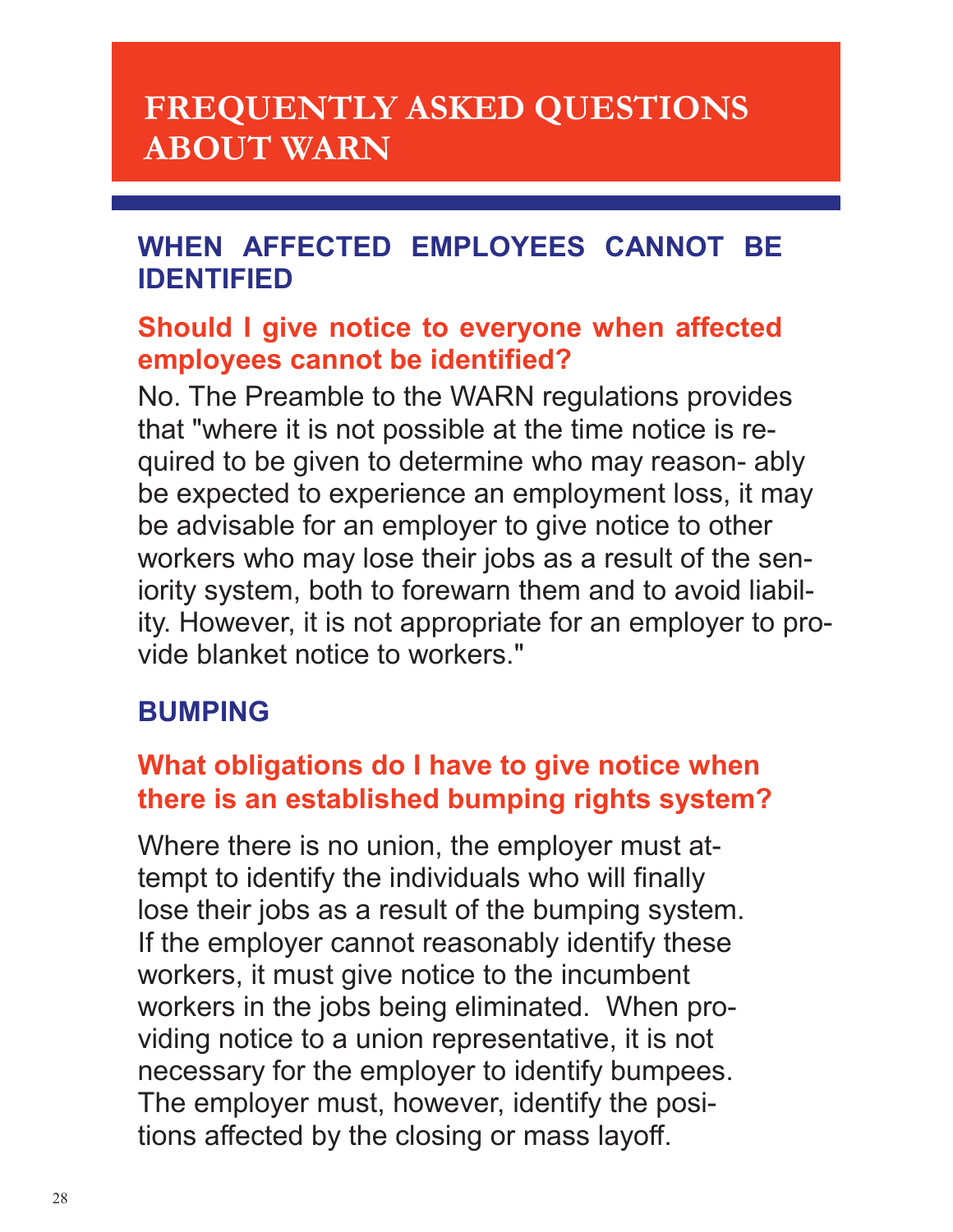# FREQUENTLY ASKED QUESTIONS ABOUT WARN

## WHEN AFFECTED EMPLOYEES CANNOT BE IDENTIFIED

### Should I give notice to everyone when affected employees cannot be identified?

No. The Preamble to the WARN regulations provides that "where it is not possible at the time notice is required to be given to determine who may reasonably be expected to experience an employment loss, it may be advisable for an employer to give notice to other workers who may lose their jobs as a result of the seniority system, both to forewarn them and to avoid liability. However, it is not appropriate for an employer to provide blanket notice to workers."

## BUMPING

### What obligations do I have to give notice when there is an established bumping rights system?

Where there is no union, the employer must attempt to identify the individuals who will finally lose their jobs as a result of the bumping system. If the employer cannot reasonably identify these workers, it must give notice to the incumbent workers in the jobs being eliminated. When providing notice to a union representative, it is not necessary for the employer to identify bumpees. The employer must, however, identify the positions affected by the closing or mass layoff.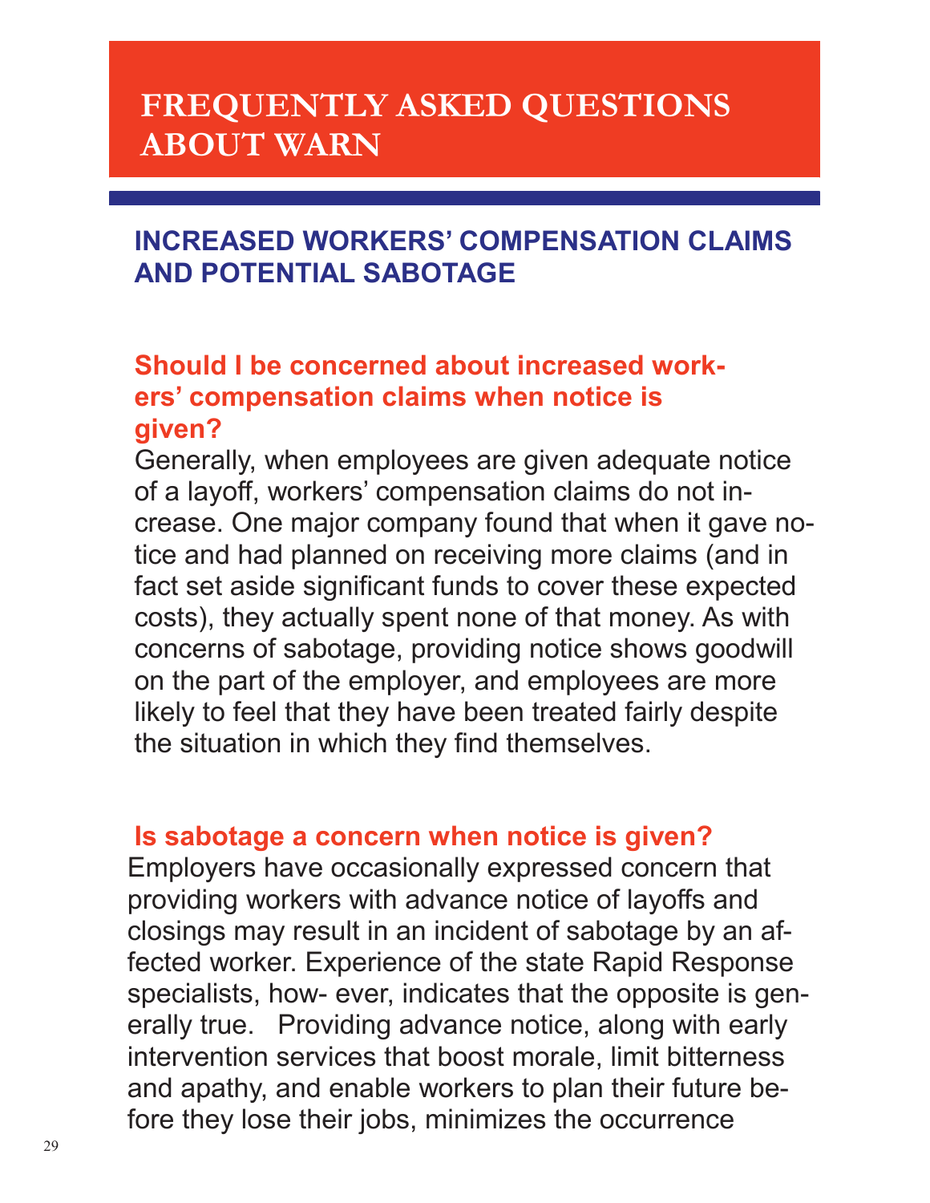# FREQUENTLY ASKED QUESTIONS ABOUT WARN

## INCREASED WORKERS' COMPENSATION CLAIMS AND POTENTIAL SABOTAGE

### Should I be concerned about increased workers' compensation claims when notice is given?

Generally, when employees are given adequate notice of a layoff, workers' compensation claims do not increase. One major company found that when it gave notice and had planned on receiving more claims (and in fact set aside significant funds to cover these expected costs), they actually spent none of that money. As with concerns of sabotage, providing notice shows goodwill on the part of the employer, and employees are more likely to feel that they have been treated fairly despite the situation in which they find themselves.

### Is sabotage a concern when notice is given?

Employers have occasionally expressed concern that providing workers with advance notice of layoffs and closings may result in an incident of sabotage by an affected worker. Experience of the state Rapid Response specialists, how- ever, indicates that the opposite is generally true. Providing advance notice, along with early intervention services that boost morale, limit bitterness and apathy, and enable workers to plan their future before they lose their jobs, minimizes the occurrence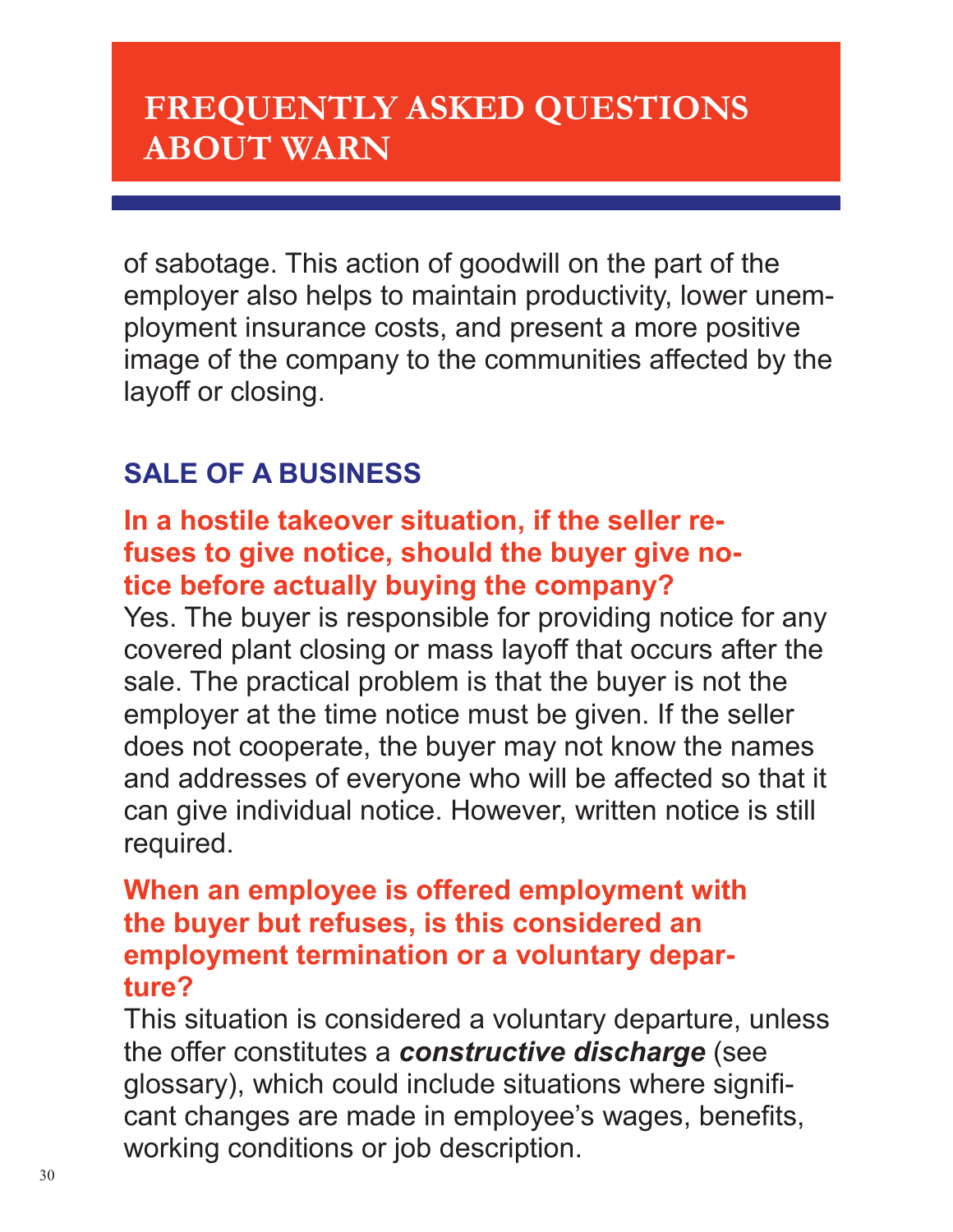# FREQUENTLY ASKED QUESTIONS ABOUT WARN

of sabotage. This action of goodwill on the part of the employer also helps to maintain productivity, lower unemployment insurance costs, and present a more positive image of the company to the communities affected by the layoff or closing.

## SALE OF A BUSINESS

### In a hostile takeover situation, if the seller refuses to give notice, should the buyer give notice before actually buying the company?

Yes. The buyer is responsible for providing notice for any covered plant closing or mass layoff that occurs after the sale. The practical problem is that the buyer is not the employer at the time notice must be given. If the seller does not cooperate, the buyer may not know the names and addresses of everyone who will be affected so that it can give individual notice. However, written notice is still required.

### When an employee is offered employment with the buyer but refuses, is this considered an employment termination or a voluntary departure?

This situation is considered a voluntary departure, unless the offer constitutes a ***constructive discharge*** (see glossary), which could include situations where significant changes are made in employee's wages, benefits, working conditions or job description.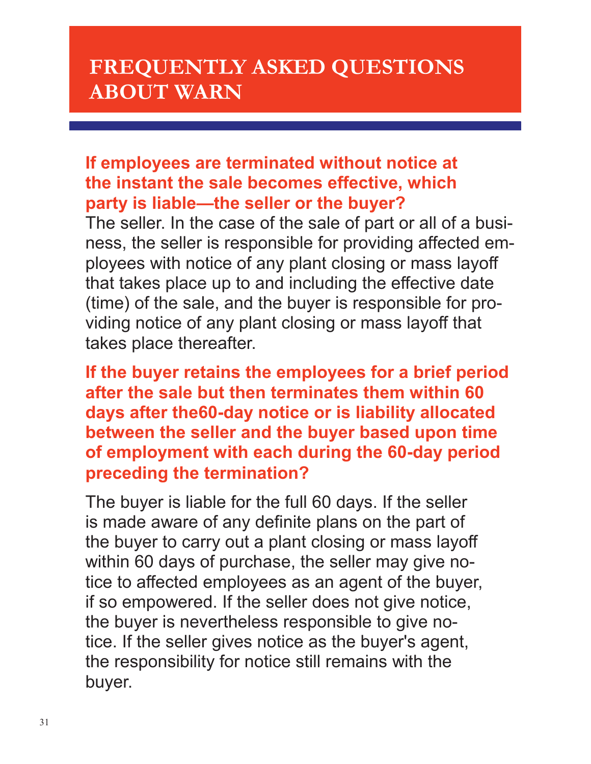# FREQUENTLY ASKED QUESTIONS ABOUT WARN

**If employees are terminated without notice at the instant the sale becomes effective, which party is liable—the seller or the buyer?**

The seller. In the case of the sale of part or all of a business, the seller is responsible for providing affected employees with notice of any plant closing or mass layoff that takes place up to and including the effective date (time) of the sale, and the buyer is responsible for providing notice of any plant closing or mass layoff that takes place thereafter.

**If the buyer retains the employees for a brief period after the sale but then terminates them within 60 days after the60-day notice or is liability allocated between the seller and the buyer based upon time of employment with each during the 60-day period preceding the termination?**

The buyer is liable for the full 60 days. If the seller is made aware of any definite plans on the part of the buyer to carry out a plant closing or mass layoff within 60 days of purchase, the seller may give notice to affected employees as an agent of the buyer, if so empowered. If the seller does not give notice, the buyer is nevertheless responsible to give notice. If the seller gives notice as the buyer's agent, the responsibility for notice still remains with the buyer.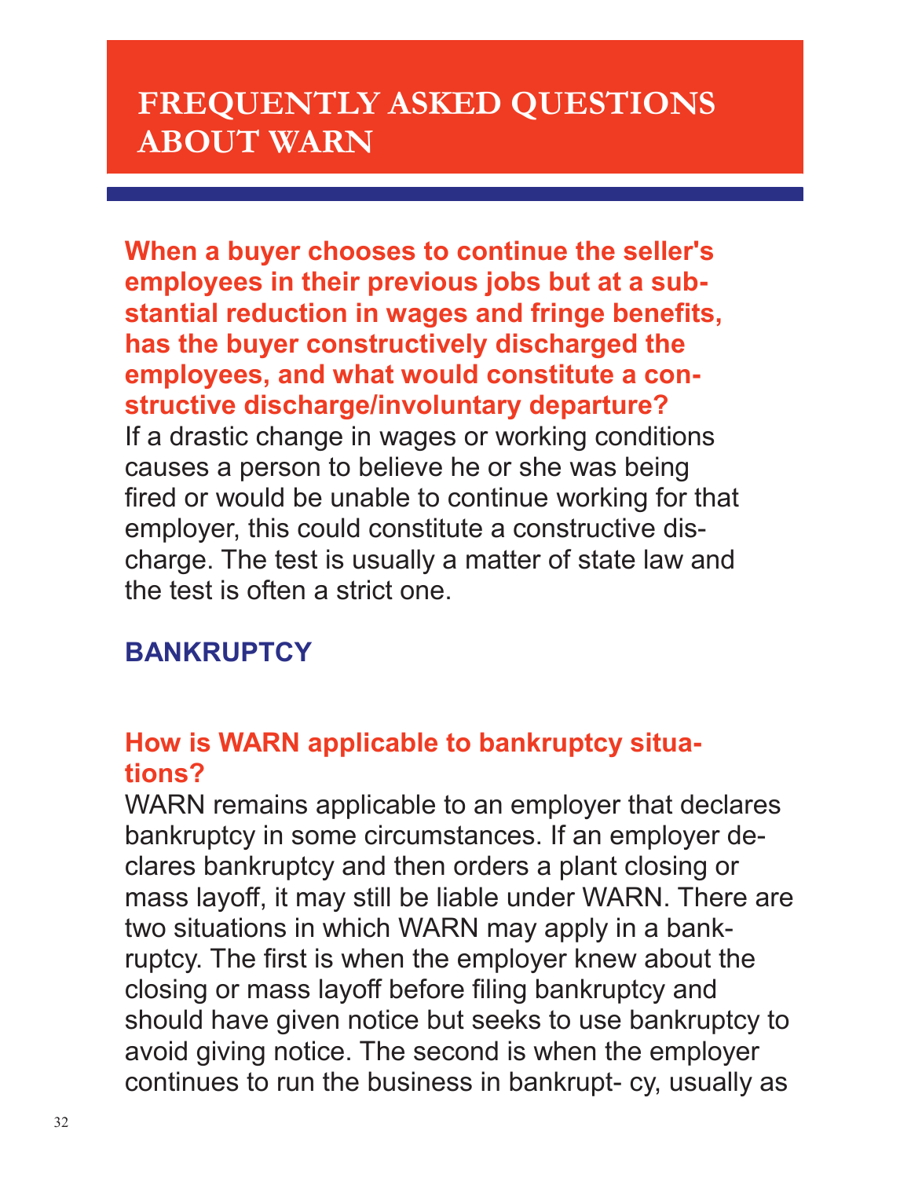# FREQUENTLY ASKED QUESTIONS ABOUT WARN

**When a buyer chooses to continue the seller's employees in their previous jobs but at a substantial reduction in wages and fringe benefits, has the buyer constructively discharged the employees, and what would constitute a constructive discharge/involuntary departure?**

If a drastic change in wages or working conditions causes a person to believe he or she was being fired or would be unable to continue working for that employer, this could constitute a constructive discharge. The test is usually a matter of state law and the test is often a strict one.

## BANKRUPTCY

### How is WARN applicable to bankruptcy situations?

WARN remains applicable to an employer that declares bankruptcy in some circumstances. If an employer declares bankruptcy and then orders a plant closing or mass layoff, it may still be liable under WARN. There are two situations in which WARN may apply in a bankruptcy. The first is when the employer knew about the closing or mass layoff before filing bankruptcy and should have given notice but seeks to use bankruptcy to avoid giving notice. The second is when the employer continues to run the business in bankruptcy, usually as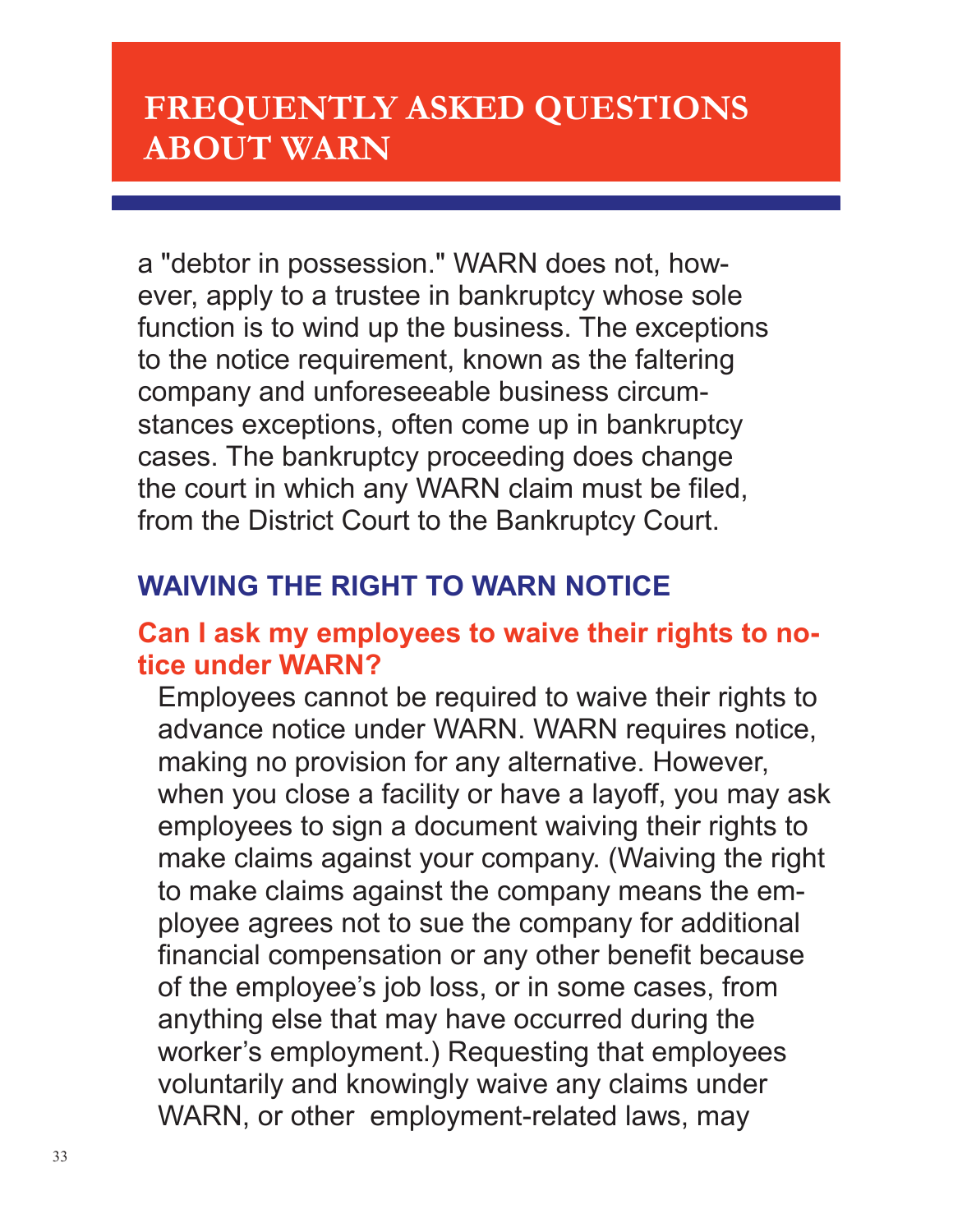a "debtor in possession." WARN does not, however, apply to a trustee in bankruptcy whose sole function is to wind up the business. The exceptions to the notice requirement, known as the faltering company and unforeseeable business circumstances exceptions, often come up in bankruptcy cases. The bankruptcy proceeding does change the court in which any WARN claim must be filed, from the District Court to the Bankruptcy Court.

## WAIVING THE RIGHT TO WARN NOTICE

### Can I ask my employees to waive their rights to notice under WARN?

Employees cannot be required to waive their rights to advance notice under WARN. WARN requires notice, making no provision for any alternative. However, when you close a facility or have a layoff, you may ask employees to sign a document waiving their rights to make claims against your company. (Waiving the right to make claims against the company means the employee agrees not to sue the company for additional financial compensation or any other benefit because of the employee's job loss, or in some cases, from anything else that may have occurred during the worker's employment.) Requesting that employees voluntarily and knowingly waive any claims under WARN, or other employment-related laws, may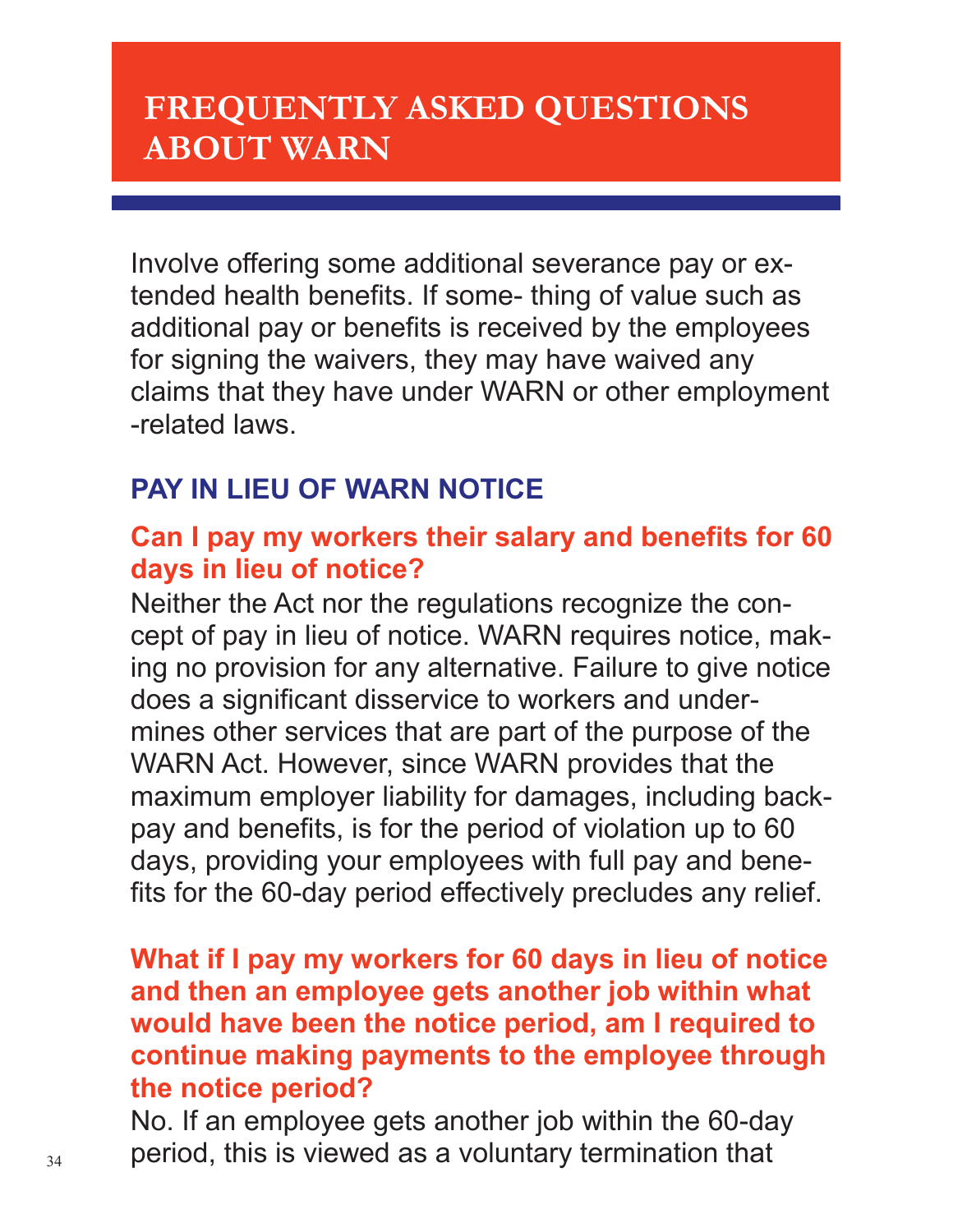# FREQUENTLY ASKED QUESTIONS ABOUT WARN

Involve offering some additional severance pay or extended health benefits. If some- thing of value such as additional pay or benefits is received by the employees for signing the waivers, they may have waived any claims that they have under WARN or other employment -related laws.

## PAY IN LIEU OF WARN NOTICE

### Can I pay my workers their salary and benefits for 60 days in lieu of notice?

Neither the Act nor the regulations recognize the concept of pay in lieu of notice. WARN requires notice, making no provision for any alternative. Failure to give notice does a significant disservice to workers and undermines other services that are part of the purpose of the WARN Act. However, since WARN provides that the maximum employer liability for damages, including backpay and benefits, is for the period of violation up to 60 days, providing your employees with full pay and benefits for the 60-day period effectively precludes any relief.

### What if I pay my workers for 60 days in lieu of notice and then an employee gets another job within what would have been the notice period, am I required to continue making payments to the employee through the notice period?

No. If an employee gets another job within the 60-day period, this is viewed as a voluntary termination that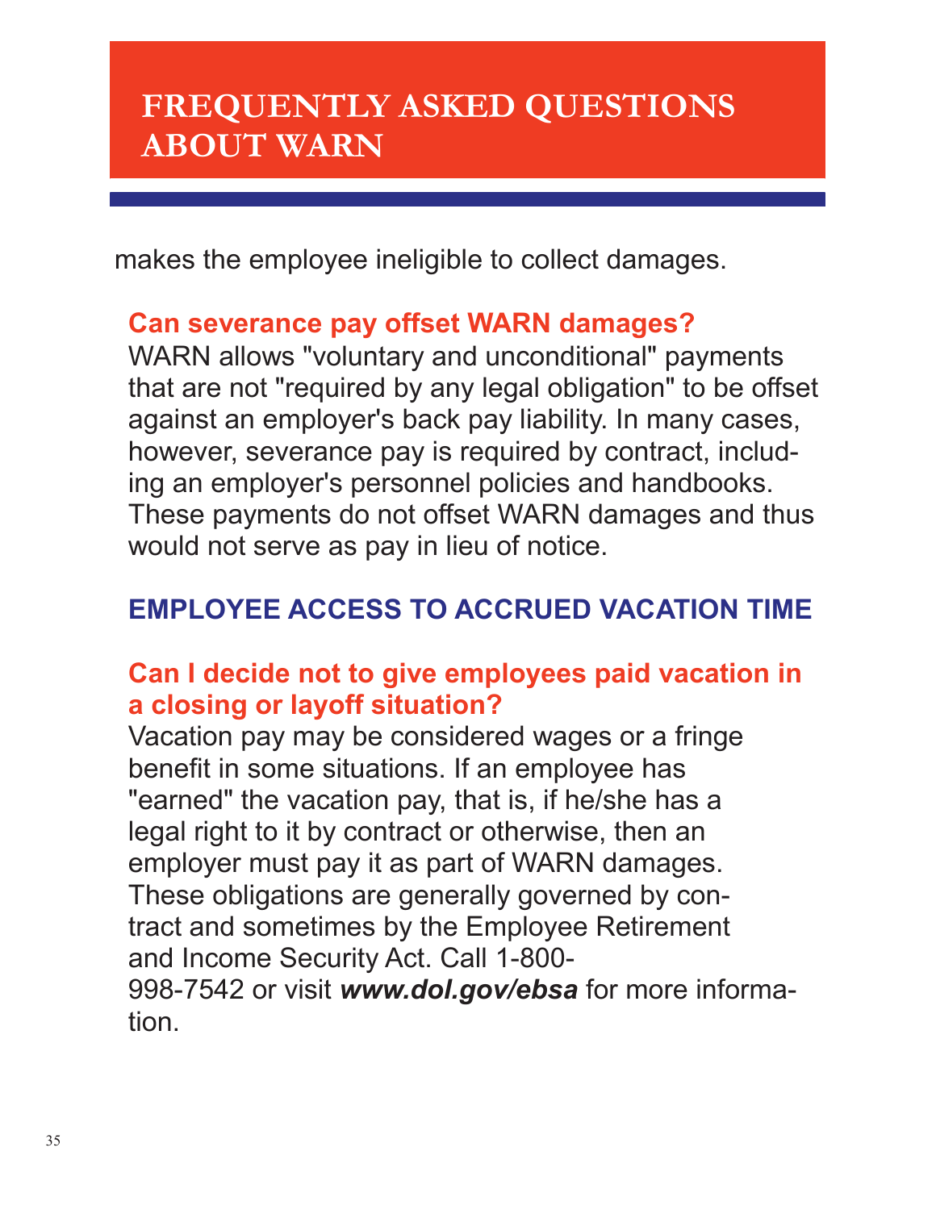# FREQUENTLY ASKED QUESTIONS ABOUT WARN

makes the employee ineligible to collect damages.

### Can severance pay offset WARN damages?

WARN allows "voluntary and unconditional" payments that are not "required by any legal obligation" to be offset against an employer's back pay liability. In many cases, however, severance pay is required by contract, including an employer's personnel policies and handbooks. These payments do not offset WARN damages and thus would not serve as pay in lieu of notice.

## EMPLOYEE ACCESS TO ACCRUED VACATION TIME

### Can I decide not to give employees paid vacation in a closing or layoff situation?

Vacation pay may be considered wages or a fringe benefit in some situations. If an employee has "earned" the vacation pay, that is, if he/she has a legal right to it by contract or otherwise, then an employer must pay it as part of WARN damages. These obligations are generally governed by contract and sometimes by the Employee Retirement and Income Security Act. Call 1-800-998-7542 or visit ***www.dol.gov/ebsa*** for more information.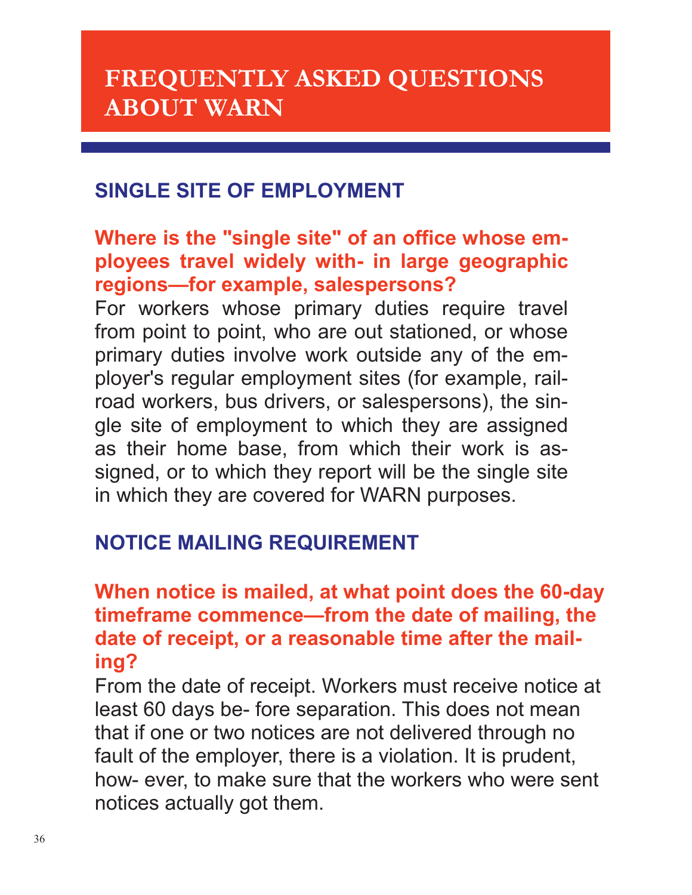# FREQUENTLY ASKED QUESTIONS ABOUT WARN

## SINGLE SITE OF EMPLOYMENT

### Where is the "single site" of an office whose employees travel widely with- in large geographic regions—for example, salespersons?

For workers whose primary duties require travel from point to point, who are out stationed, or whose primary duties involve work outside any of the employer's regular employment sites (for example, railroad workers, bus drivers, or salespersons), the single site of employment to which they are assigned as their home base, from which their work is assigned, or to which they report will be the single site in which they are covered for WARN purposes.

## NOTICE MAILING REQUIREMENT

### When notice is mailed, at what point does the 60-day timeframe commence—from the date of mailing, the date of receipt, or a reasonable time after the mailing?

From the date of receipt. Workers must receive notice at least 60 days be- fore separation. This does not mean that if one or two notices are not delivered through no fault of the employer, there is a violation. It is prudent, how- ever, to make sure that the workers who were sent notices actually got them.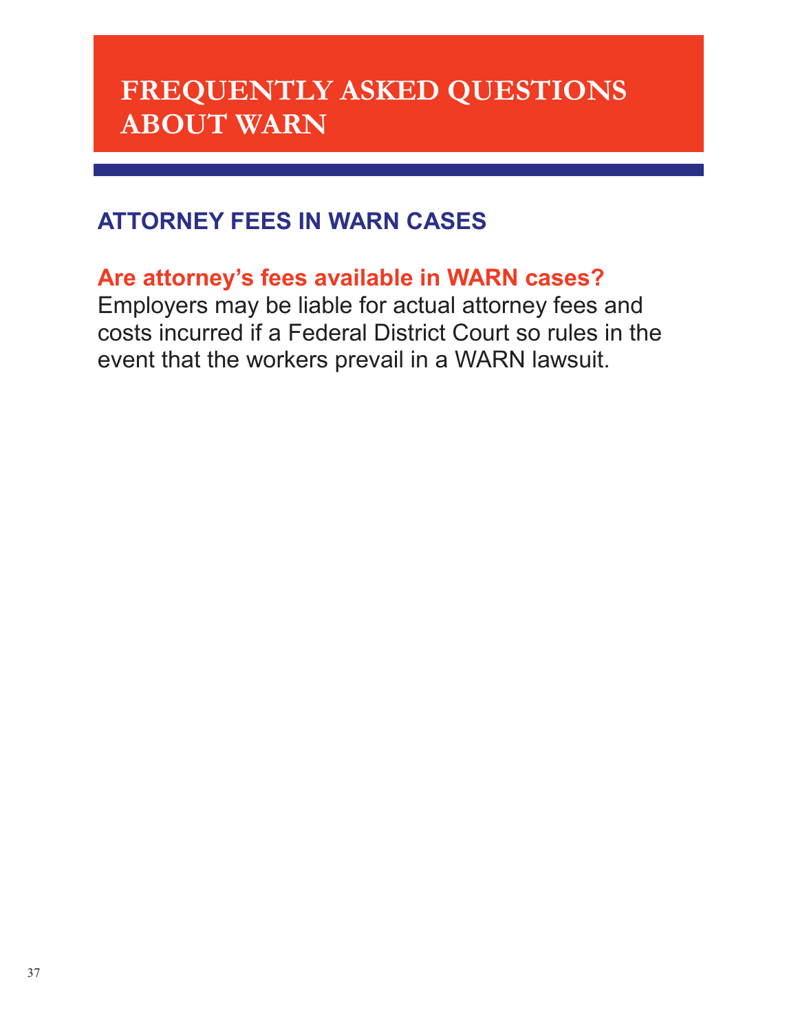# FREQUENTLY ASKED QUESTIONS ABOUT WARN

## ATTORNEY FEES IN WARN CASES

### Are attorney's fees available in WARN cases?

Employers may be liable for actual attorney fees and costs incurred if a Federal District Court so rules in the event that the workers prevail in a WARN lawsuit.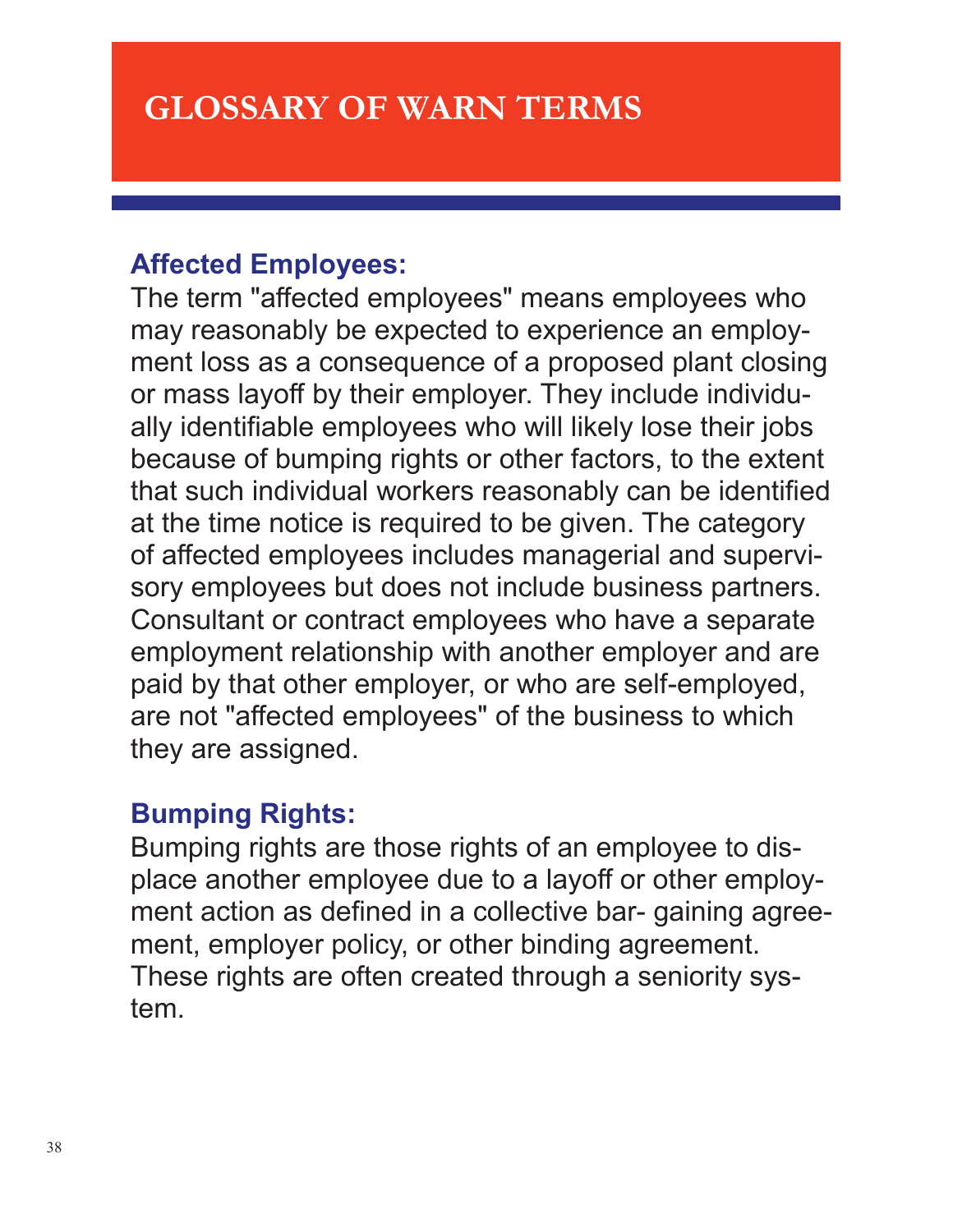# GLOSSARY OF WARN TERMS

### Affected Employees:

The term "affected employees" means employees who may reasonably be expected to experience an employment loss as a consequence of a proposed plant closing or mass layoff by their employer. They include individually identifiable employees who will likely lose their jobs because of bumping rights or other factors, to the extent that such individual workers reasonably can be identified at the time notice is required to be given. The category of affected employees includes managerial and supervisory employees but does not include business partners. Consultant or contract employees who have a separate employment relationship with another employer and are paid by that other employer, or who are self-employed, are not "affected employees" of the business to which they are assigned.

### Bumping Rights:

Bumping rights are those rights of an employee to displace another employee due to a layoff or other employment action as defined in a collective bar- gaining agreement, employer policy, or other binding agreement. These rights are often created through a seniority system.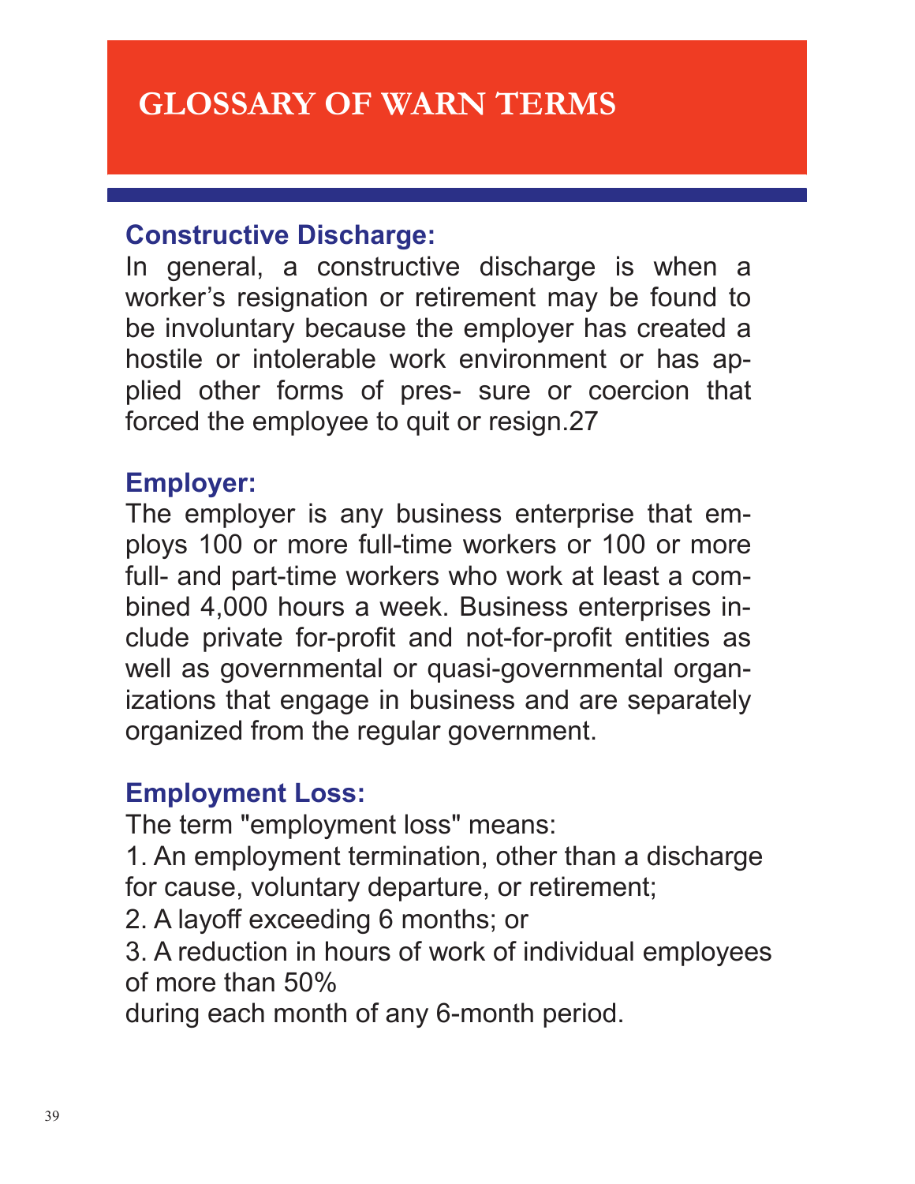# GLOSSARY OF WARN TERMS

### Constructive Discharge:

In general, a constructive discharge is when a worker's resignation or retirement may be found to be involuntary because the employer has created a hostile or intolerable work environment or has applied other forms of pres- sure or coercion that forced the employee to quit or resign.[27]

### Employer:

The employer is any business enterprise that employs 100 or more full-time workers or 100 or more full- and part-time workers who work at least a combined 4,000 hours a week. Business enterprises include private for-profit and not-for-profit entities as well as governmental or quasi-governmental organizations that engage in business and are separately organized from the regular government.

### Employment Loss:

The term "employment loss" means:

1. An employment termination, other than a discharge for cause, voluntary departure, or retirement;
2. A layoff exceeding 6 months; or
3. A reduction in hours of work of individual employees of more than 50% during each month of any 6-month period.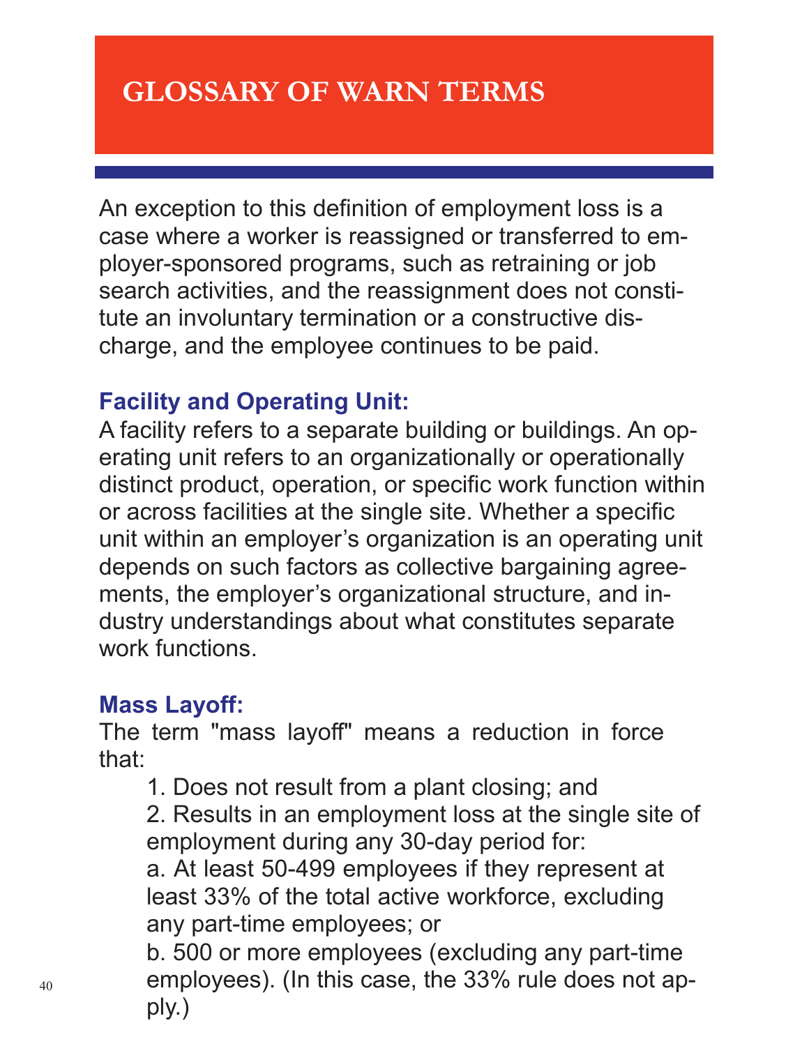# GLOSSARY OF WARN TERMS

An exception to this definition of employment loss is a case where a worker is reassigned or transferred to employer-sponsored programs, such as retraining or job search activities, and the reassignment does not constitute an involuntary termination or a constructive discharge, and the employee continues to be paid.

### Facility and Operating Unit:

A facility refers to a separate building or buildings. An operating unit refers to an organizationally or operationally distinct product, operation, or specific work function within or across facilities at the single site. Whether a specific unit within an employer's organization is an operating unit depends on such factors as collective bargaining agreements, the employer's organizational structure, and industry understandings about what constitutes separate work functions.

### Mass Layoff:

The term "mass layoff" means a reduction in force that:

1. Does not result from a plant closing; and
2. Results in an employment loss at the single site of employment during any 30-day period for:
   a. At least 50-499 employees if they represent at least 33% of the total active workforce, excluding any part-time employees; or
   b. 500 or more employees (excluding any part-time employees). (In this case, the 33% rule does not apply.)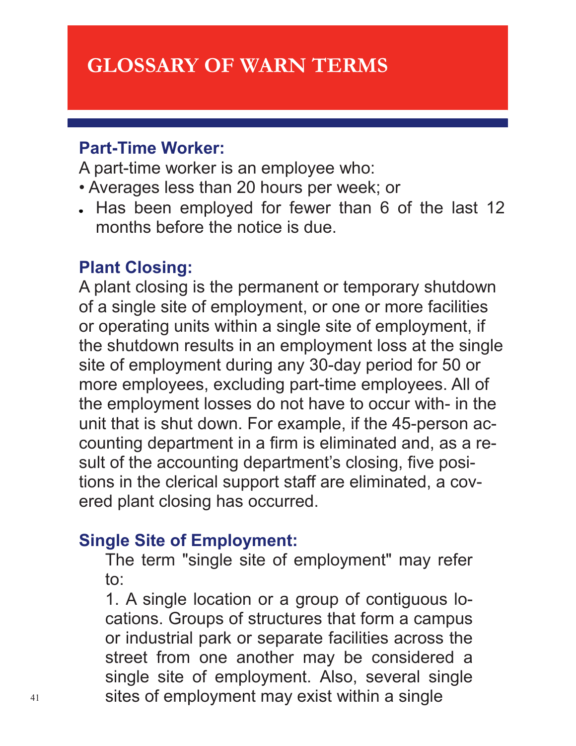# GLOSSARY OF WARN TERMS

### Part-Time Worker:

A part-time worker is an employee who:

- Averages less than 20 hours per week; or
- Has been employed for fewer than 6 of the last 12 months before the notice is due.

### Plant Closing:

A plant closing is the permanent or temporary shutdown of a single site of employment, or one or more facilities or operating units within a single site of employment, if the shutdown results in an employment loss at the single site of employment during any 30-day period for 50 or more employees, excluding part-time employees. All of the employment losses do not have to occur with- in the unit that is shut down. For example, if the 45-person accounting department in a firm is eliminated and, as a result of the accounting department's closing, five positions in the clerical support staff are eliminated, a covered plant closing has occurred.

### Single Site of Employment:

The term "single site of employment" may refer to:

1. A single location or a group of contiguous locations. Groups of structures that form a campus or industrial park or separate facilities across the street from one another may be considered a single site of employment. Also, several single sites of employment may exist within a single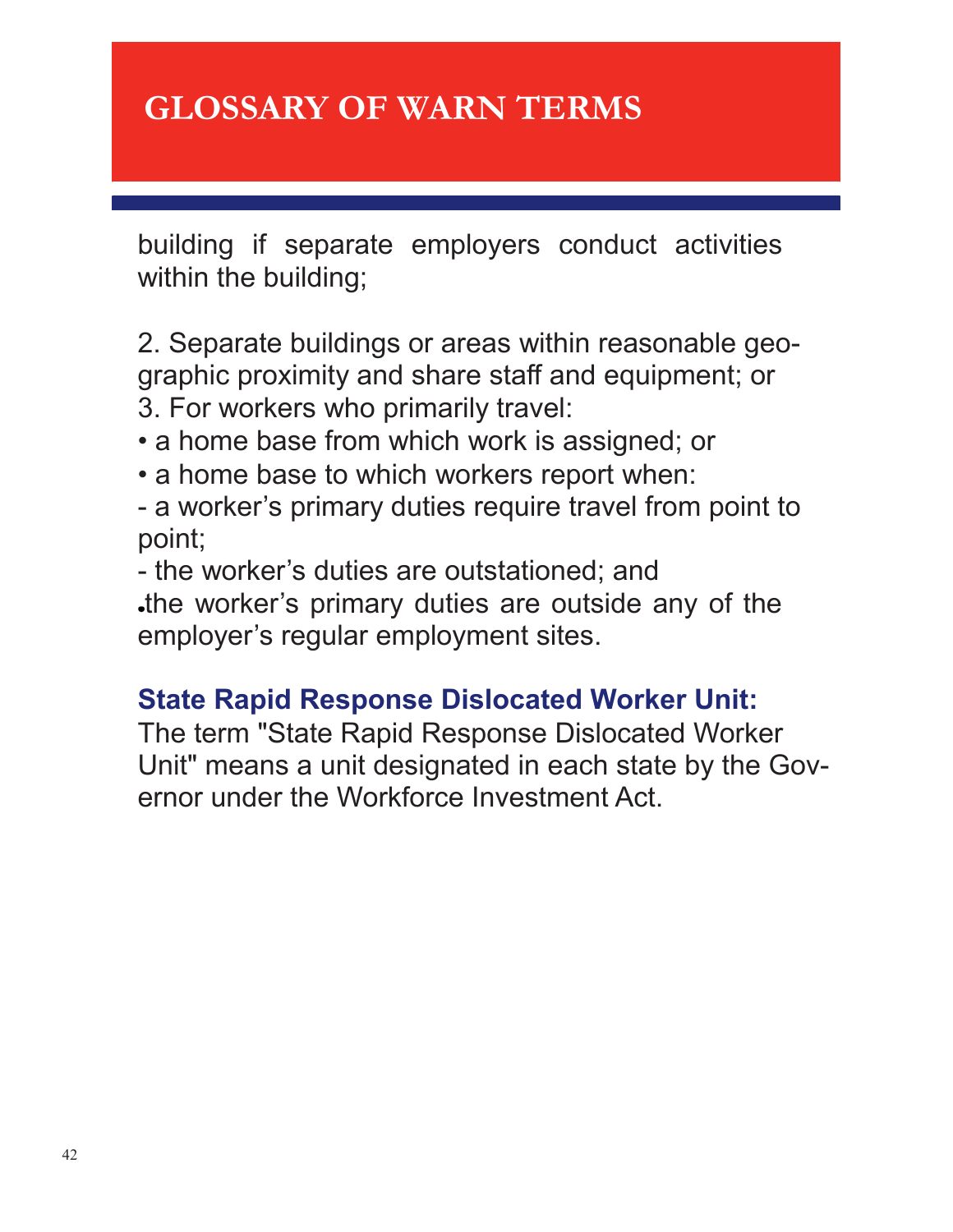# GLOSSARY OF WARN TERMS

building if separate employers conduct activities within the building;

2. Separate buildings or areas within reasonable geographic proximity and share staff and equipment; or
3. For workers who primarily travel:

• a home base from which work is assigned; or
• a home base to which workers report when:

- a worker's primary duties require travel from point to point;
- the worker's duties are outstationed; and

•the worker's primary duties are outside any of the employer's regular employment sites.

**State Rapid Response Dislocated Worker Unit:**
The term "State Rapid Response Dislocated Worker Unit" means a unit designated in each state by the Governor under the Workforce Investment Act.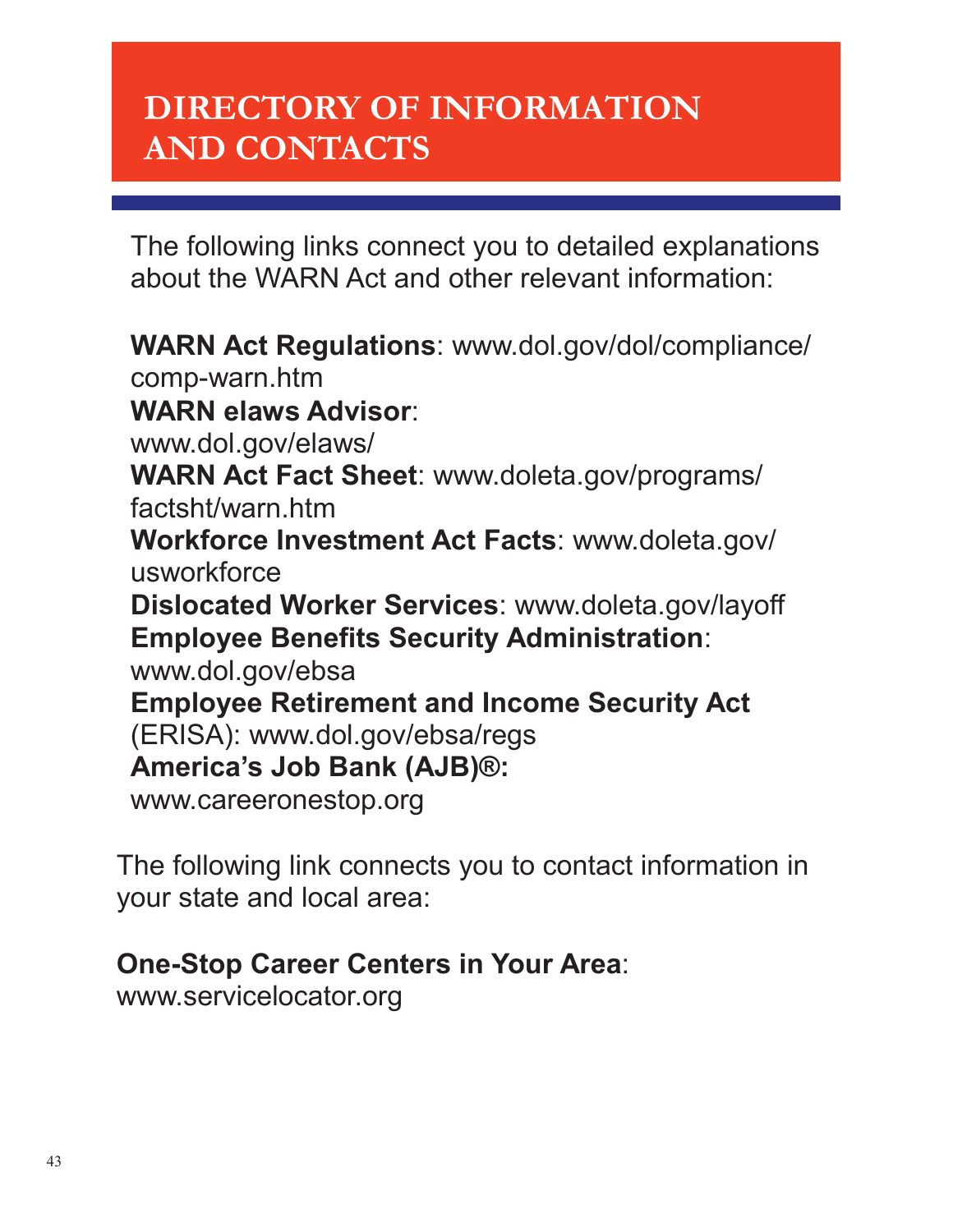# DIRECTORY OF INFORMATION AND CONTACTS

The following links connect you to detailed explanations about the WARN Act and other relevant information:

**WARN Act Regulations**: www.dol.gov/dol/compliance/comp-warn.htm
**WARN elaws Advisor**: www.dol.gov/elaws/
**WARN Act Fact Sheet**: www.doleta.gov/programs/factsht/warn.htm
**Workforce Investment Act Facts**: www.doleta.gov/usworkforce
**Dislocated Worker Services**: www.doleta.gov/layoff
**Employee Benefits Security Administration**: www.dol.gov/ebsa
**Employee Retirement and Income Security Act** (ERISA): www.dol.gov/ebsa/regs
**America's Job Bank (AJB)®:** www.careeronestop.org

The following link connects you to contact information in your state and local area:

**One-Stop Career Centers in Your Area**: www.servicelocator.org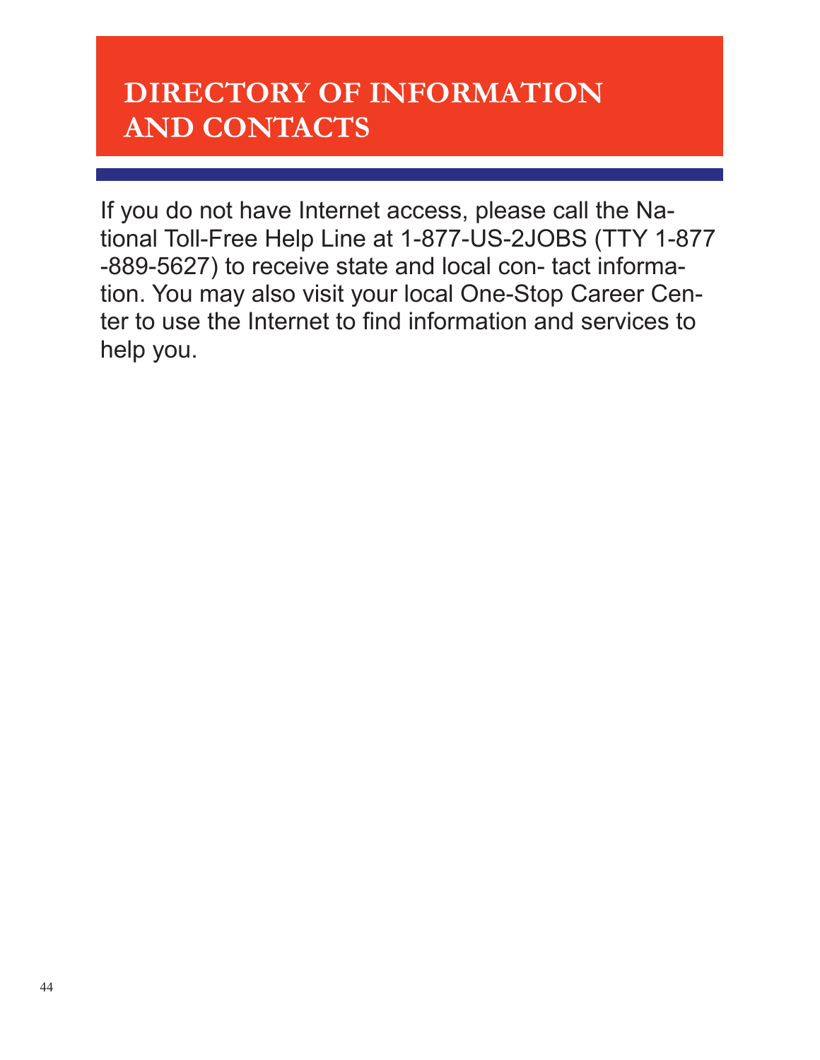# DIRECTORY OF INFORMATION AND CONTACTS

If you do not have Internet access, please call the National Toll-Free Help Line at 1-877-US-2JOBS (TTY 1-877-889-5627) to receive state and local contact information. You may also visit your local One-Stop Career Center to use the Internet to find information and services to help you.